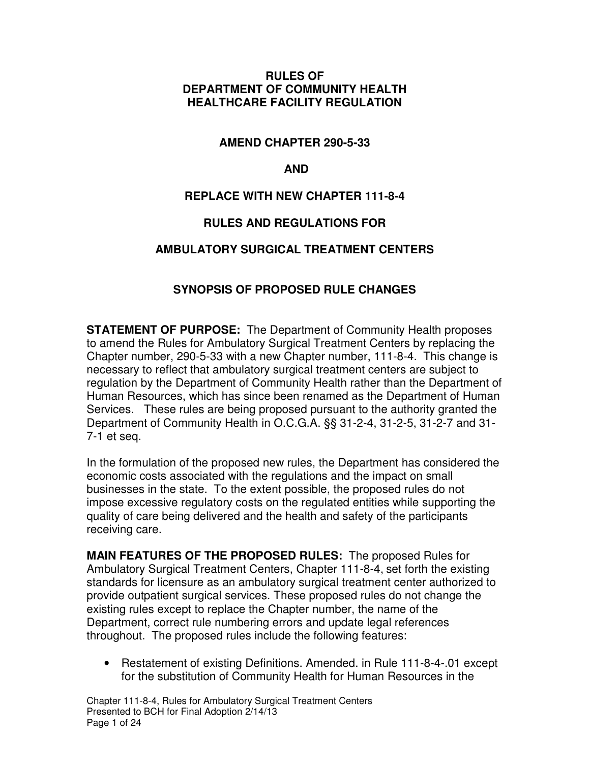# RULES OF
# DEPARTMENT OF COMMUNITY HEALTH
# HEALTHCARE FACILITY REGULATION

## AMEND CHAPTER 290-5-33

## AND

## REPLACE WITH NEW CHAPTER 111-8-4

## RULES AND REGULATIONS FOR

## AMBULATORY SURGICAL TREATMENT CENTERS

## SYNOPSIS OF PROPOSED RULE CHANGES

**STATEMENT OF PURPOSE:** The Department of Community Health proposes to amend the Rules for Ambulatory Surgical Treatment Centers by replacing the Chapter number, 290-5-33 with a new Chapter number, 111-8-4. This change is necessary to reflect that ambulatory surgical treatment centers are subject to regulation by the Department of Community Health rather than the Department of Human Resources, which has since been renamed as the Department of Human Services. These rules are being proposed pursuant to the authority granted the Department of Community Health in O.C.G.A. §§ 31-2-4, 31-2-5, 31-2-7 and 31-7-1 et seq.

In the formulation of the proposed new rules, the Department has considered the economic costs associated with the regulations and the impact on small businesses in the state. To the extent possible, the proposed rules do not impose excessive regulatory costs on the regulated entities while supporting the quality of care being delivered and the health and safety of the participants receiving care.

**MAIN FEATURES OF THE PROPOSED RULES:** The proposed Rules for Ambulatory Surgical Treatment Centers, Chapter 111-8-4, set forth the existing standards for licensure as an ambulatory surgical treatment center authorized to provide outpatient surgical services. These proposed rules do not change the existing rules except to replace the Chapter number, the name of the Department, correct rule numbering errors and update legal references throughout. The proposed rules include the following features:

- Restatement of existing Definitions. Amended. in Rule 111-8-4-.01 except for the substitution of Community Health for Human Resources in the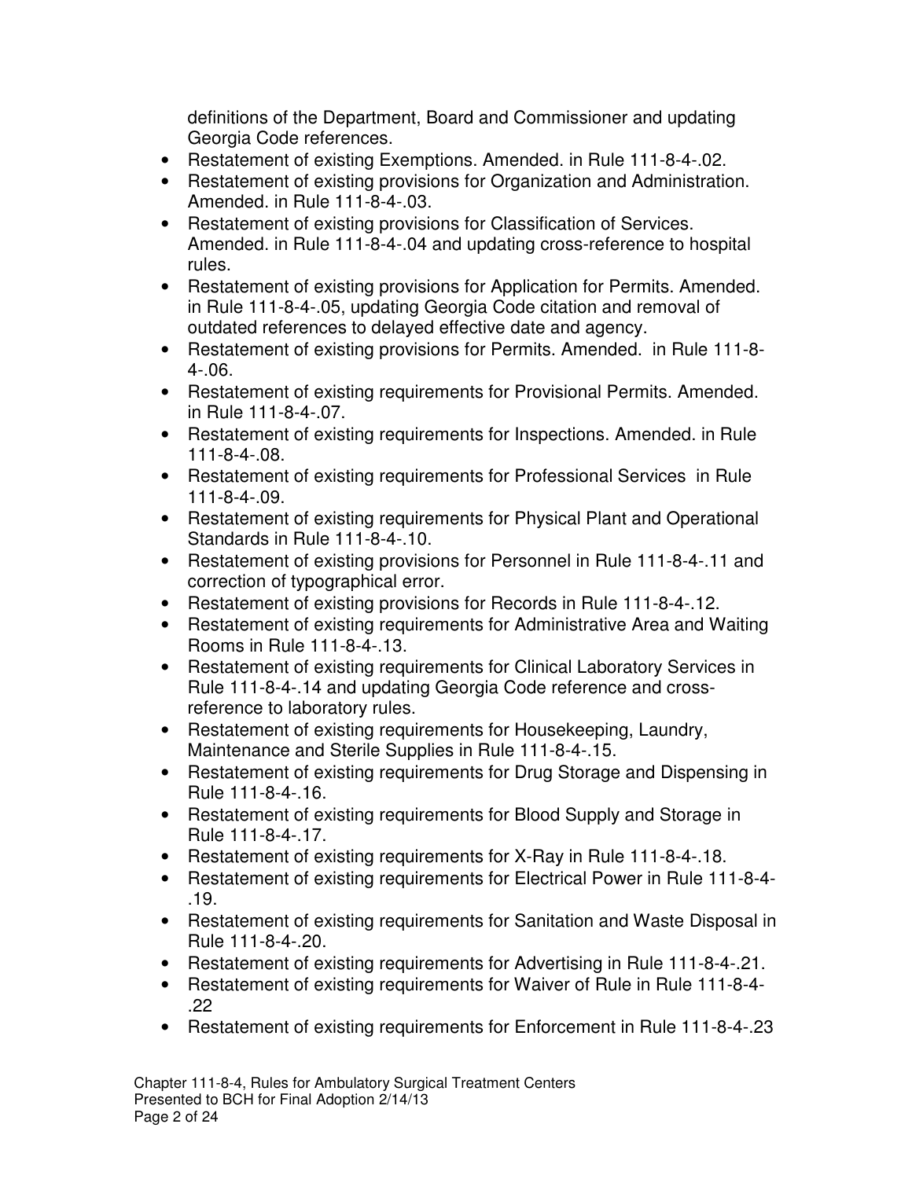definitions of the Department, Board and Commissioner and updating Georgia Code references.

- Restatement of existing Exemptions. Amended. in Rule 111-8-4-.02.
- Restatement of existing provisions for Organization and Administration. Amended. in Rule 111-8-4-.03.
- Restatement of existing provisions for Classification of Services. Amended. in Rule 111-8-4-.04 and updating cross-reference to hospital rules.
- Restatement of existing provisions for Application for Permits. Amended. in Rule 111-8-4-.05, updating Georgia Code citation and removal of outdated references to delayed effective date and agency.
- Restatement of existing provisions for Permits. Amended. in Rule 111-8-4-.06.
- Restatement of existing requirements for Provisional Permits. Amended. in Rule 111-8-4-.07.
- Restatement of existing requirements for Inspections. Amended. in Rule 111-8-4-.08.
- Restatement of existing requirements for Professional Services in Rule 111-8-4-.09.
- Restatement of existing requirements for Physical Plant and Operational Standards in Rule 111-8-4-.10.
- Restatement of existing provisions for Personnel in Rule 111-8-4-.11 and correction of typographical error.
- Restatement of existing provisions for Records in Rule 111-8-4-.12.
- Restatement of existing requirements for Administrative Area and Waiting Rooms in Rule 111-8-4-.13.
- Restatement of existing requirements for Clinical Laboratory Services in Rule 111-8-4-.14 and updating Georgia Code reference and cross-reference to laboratory rules.
- Restatement of existing requirements for Housekeeping, Laundry, Maintenance and Sterile Supplies in Rule 111-8-4-.15.
- Restatement of existing requirements for Drug Storage and Dispensing in Rule 111-8-4-.16.
- Restatement of existing requirements for Blood Supply and Storage in Rule 111-8-4-.17.
- Restatement of existing requirements for X-Ray in Rule 111-8-4-.18.
- Restatement of existing requirements for Electrical Power in Rule 111-8-4-.19.
- Restatement of existing requirements for Sanitation and Waste Disposal in Rule 111-8-4-.20.
- Restatement of existing requirements for Advertising in Rule 111-8-4-.21.
- Restatement of existing requirements for Waiver of Rule in Rule 111-8-4-.22
- Restatement of existing requirements for Enforcement in Rule 111-8-4-.23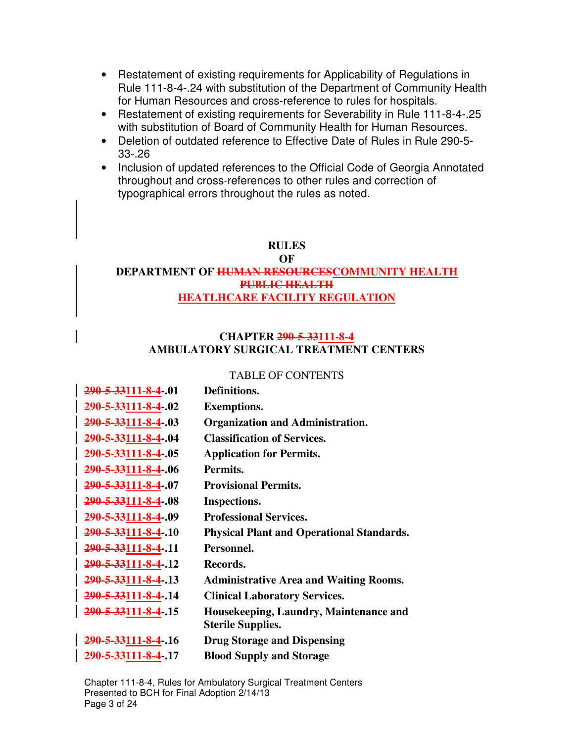- Restatement of existing requirements for Applicability of Regulations in Rule 111-8-4-.24 with substitution of the Department of Community Health for Human Resources and cross-reference to rules for hospitals.
- Restatement of existing requirements for Severability in Rule 111-8-4-.25 with substitution of Board of Community Health for Human Resources.
- Deletion of outdated reference to Effective Date of Rules in Rule 290-5-33-.26
- Inclusion of updated references to the Official Code of Georgia Annotated throughout and cross-references to other rules and correction of typographical errors throughout the rules as noted.

**RULES**
**OF**
**DEPARTMENT OF ~~HUMAN RESOURCES~~COMMUNITY HEALTH**
**~~PUBLIC HEALTH~~**
**HEATLHCARE FACILITY REGULATION**

**CHAPTER ~~290-5-33~~111-8-4**
**AMBULATORY SURGICAL TREATMENT CENTERS**

TABLE OF CONTENTS

| | |
|---|---|
| ~~290-5-33~~111-8-4-.01 | **Definitions.** |
| ~~290-5-33~~111-8-4-.02 | **Exemptions.** |
| ~~290-5-33~~111-8-4-.03 | **Organization and Administration.** |
| ~~290-5-33~~111-8-4-.04 | **Classification of Services.** |
| ~~290-5-33~~111-8-4-.05 | **Application for Permits.** |
| ~~290-5-33~~111-8-4-.06 | **Permits.** |
| ~~290-5-33~~111-8-4-.07 | **Provisional Permits.** |
| ~~290-5-33~~111-8-4-.08 | **Inspections.** |
| ~~290-5-33~~111-8-4-.09 | **Professional Services.** |
| ~~290-5-33~~111-8-4-.10 | **Physical Plant and Operational Standards.** |
| ~~290-5-33~~111-8-4-.11 | **Personnel.** |
| ~~290-5-33~~111-8-4-.12 | **Records.** |
| ~~290-5-33~~111-8-4-.13 | **Administrative Area and Waiting Rooms.** |
| ~~290-5-33~~111-8-4-.14 | **Clinical Laboratory Services.** |
| ~~290-5-33~~111-8-4-.15 | **Housekeeping, Laundry, Maintenance and Sterile Supplies.** |
| ~~290-5-33~~111-8-4-.16 | **Drug Storage and Dispensing** |
| ~~290-5-33~~111-8-4-.17 | **Blood Supply and Storage** |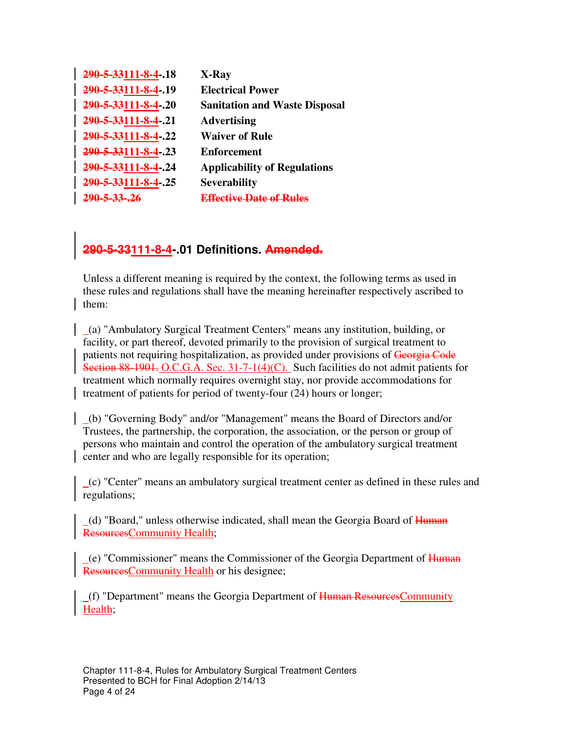| | |
|---|---|
| ~~290-5-33~~111-8-4-.18 | **X-Ray** |
| ~~290-5-33~~111-8-4-.19 | **Electrical Power** |
| ~~290-5-33~~111-8-4-.20 | **Sanitation and Waste Disposal** |
| ~~290-5-33~~111-8-4-.21 | **Advertising** |
| ~~290-5-33~~111-8-4-.22 | **Waiver of Rule** |
| ~~290-5-33~~111-8-4-.23 | **Enforcement** |
| ~~290-5-33~~111-8-4-.24 | **Applicability of Regulations** |
| ~~290-5-33~~111-8-4-.25 | **Severability** |
| ~~290-5-33-.26~~ | ~~**Effective Date of Rules**~~ |

## ~~290-5-33~~111-8-4-.01 Definitions. ~~Amended.~~

Unless a different meaning is required by the context, the following terms as used in these rules and regulations shall have the meaning hereinafter respectively ascribed to them:

_(a) "Ambulatory Surgical Treatment Centers" means any institution, building, or facility, or part thereof, devoted primarily to the provision of surgical treatment to patients not requiring hospitalization, as provided under provisions of ~~Georgia Code Section 88-1901.~~ O.C.G.A. Sec. 31-7-1(4)(C). Such facilities do not admit patients for treatment which normally requires overnight stay, nor provide accommodations for treatment of patients for period of twenty-four (24) hours or longer;

_(b) "Governing Body" and/or "Management" means the Board of Directors and/or Trustees, the partnership, the corporation, the association, or the person or group of persons who maintain and control the operation of the ambulatory surgical treatment center and who are legally responsible for its operation;

_(c) "Center" means an ambulatory surgical treatment center as defined in these rules and regulations;

_(d) "Board," unless otherwise indicated, shall mean the Georgia Board of ~~Human Resources~~Community Health;

_(e) "Commissioner" means the Commissioner of the Georgia Department of ~~Human Resources~~Community Health or his designee;

_(f) "Department" means the Georgia Department of ~~Human Resources~~Community Health;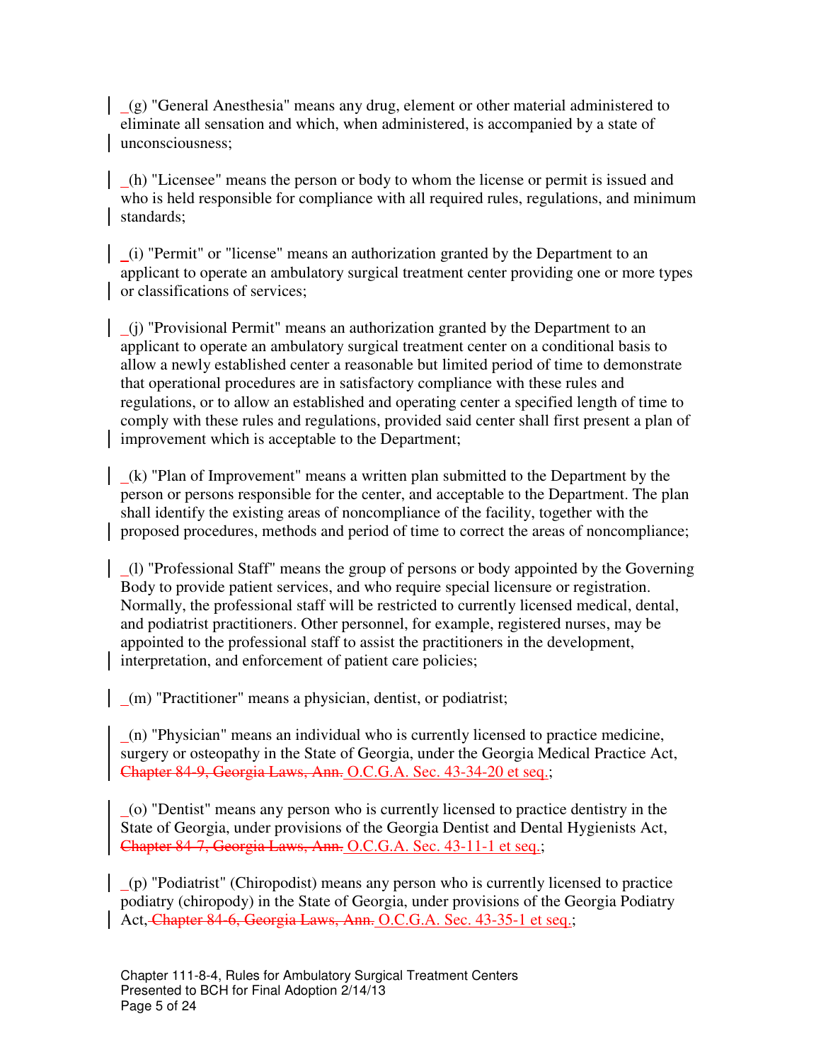_(g) "General Anesthesia" means any drug, element or other material administered to eliminate all sensation and which, when administered, is accompanied by a state of unconsciousness;

_(h) "Licensee" means the person or body to whom the license or permit is issued and who is held responsible for compliance with all required rules, regulations, and minimum standards;

_(i) "Permit" or "license" means an authorization granted by the Department to an applicant to operate an ambulatory surgical treatment center providing one or more types or classifications of services;

_(j) "Provisional Permit" means an authorization granted by the Department to an applicant to operate an ambulatory surgical treatment center on a conditional basis to allow a newly established center a reasonable but limited period of time to demonstrate that operational procedures are in satisfactory compliance with these rules and regulations, or to allow an established and operating center a specified length of time to comply with these rules and regulations, provided said center shall first present a plan of improvement which is acceptable to the Department;

_(k) "Plan of Improvement" means a written plan submitted to the Department by the person or persons responsible for the center, and acceptable to the Department. The plan shall identify the existing areas of noncompliance of the facility, together with the proposed procedures, methods and period of time to correct the areas of noncompliance;

_(l) "Professional Staff" means the group of persons or body appointed by the Governing Body to provide patient services, and who require special licensure or registration. Normally, the professional staff will be restricted to currently licensed medical, dental, and podiatrist practitioners. Other personnel, for example, registered nurses, may be appointed to the professional staff to assist the practitioners in the development, interpretation, and enforcement of patient care policies;

_(m) "Practitioner" means a physician, dentist, or podiatrist;

_(n) "Physician" means an individual who is currently licensed to practice medicine, surgery or osteopathy in the State of Georgia, under the Georgia Medical Practice Act, ~~Chapter 84-9, Georgia Laws, Ann.~~ O.C.G.A. Sec. 43-34-20 et seq.;

_(o) "Dentist" means any person who is currently licensed to practice dentistry in the State of Georgia, under provisions of the Georgia Dentist and Dental Hygienists Act, ~~Chapter 84-7, Georgia Laws, Ann.~~ O.C.G.A. Sec. 43-11-1 et seq.;

_(p) "Podiatrist" (Chiropodist) means any person who is currently licensed to practice podiatry (chiropody) in the State of Georgia, under provisions of the Georgia Podiatry Act, ~~Chapter 84-6, Georgia Laws, Ann.~~ O.C.G.A. Sec. 43-35-1 et seq.;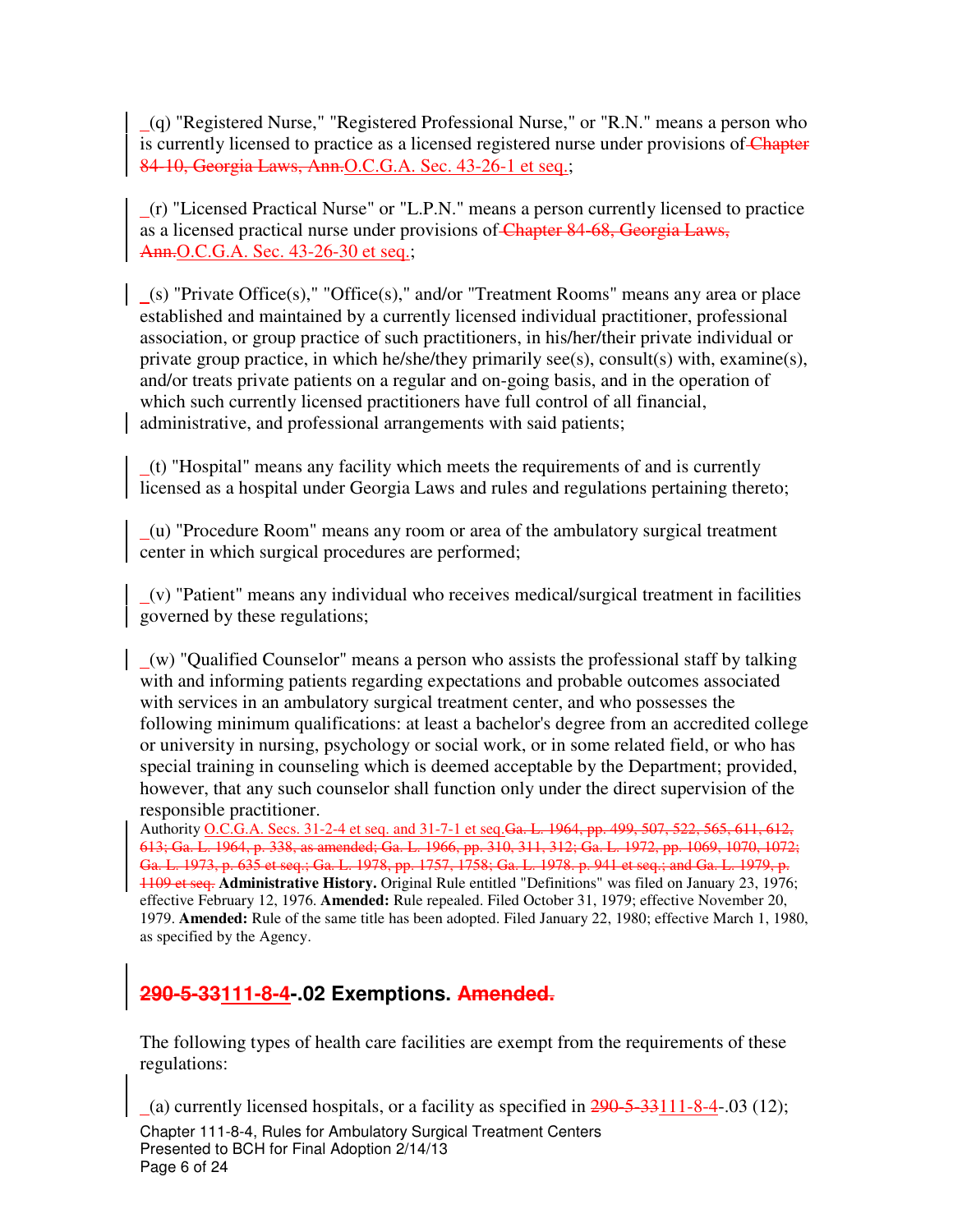_(q) "Registered Nurse," "Registered Professional Nurse," or "R.N." means a person who is currently licensed to practice as a licensed registered nurse under provisions of ~~Chapter 84-10, Georgia Laws, Ann.~~O.C.G.A. Sec. 43-26-1 et seq.;

_(r) "Licensed Practical Nurse" or "L.P.N." means a person currently licensed to practice as a licensed practical nurse under provisions of ~~Chapter 84-68, Georgia Laws, Ann.~~O.C.G.A. Sec. 43-26-30 et seq.;

_(s) "Private Office(s)," "Office(s)," and/or "Treatment Rooms" means any area or place established and maintained by a currently licensed individual practitioner, professional association, or group practice of such practitioners, in his/her/their private individual or private group practice, in which he/she/they primarily see(s), consult(s) with, examine(s), and/or treats private patients on a regular and on-going basis, and in the operation of which such currently licensed practitioners have full control of all financial, administrative, and professional arrangements with said patients;

_(t) "Hospital" means any facility which meets the requirements of and is currently licensed as a hospital under Georgia Laws and rules and regulations pertaining thereto;

_(u) "Procedure Room" means any room or area of the ambulatory surgical treatment center in which surgical procedures are performed;

_(v) "Patient" means any individual who receives medical/surgical treatment in facilities governed by these regulations;

_(w) "Qualified Counselor" means a person who assists the professional staff by talking with and informing patients regarding expectations and probable outcomes associated with services in an ambulatory surgical treatment center, and who possesses the following minimum qualifications: at least a bachelor's degree from an accredited college or university in nursing, psychology or social work, or in some related field, or who has special training in counseling which is deemed acceptable by the Department; provided, however, that any such counselor shall function only under the direct supervision of the responsible practitioner.

Authority O.C.G.A. Secs. 31-2-4 et seq. and 31-7-1 et seq.~~Ga. L. 1964, pp. 499, 507, 522, 565, 611, 612, 613; Ga. L. 1964, p. 338, as amended; Ga. L. 1966, pp. 310, 311, 312; Ga. L. 1972, pp. 1069, 1070, 1072; Ga. L. 1973, p. 635 et seq.; Ga. L. 1978, pp. 1757, 1758; Ga. L. 1978. p. 941 et seq.; and Ga. L. 1979, p. 1109 et seq.~~ **Administrative History.** Original Rule entitled "Definitions" was filed on January 23, 1976; effective February 12, 1976. **Amended:** Rule repealed. Filed October 31, 1979; effective November 20, 1979. **Amended:** Rule of the same title has been adopted. Filed January 22, 1980; effective March 1, 1980, as specified by the Agency.

## ~~290-5-33~~111-8-4-.02 Exemptions. ~~Amended.~~

The following types of health care facilities are exempt from the requirements of these regulations:

_(a) currently licensed hospitals, or a facility as specified in ~~290-5-33~~111-8-4-.03 (12);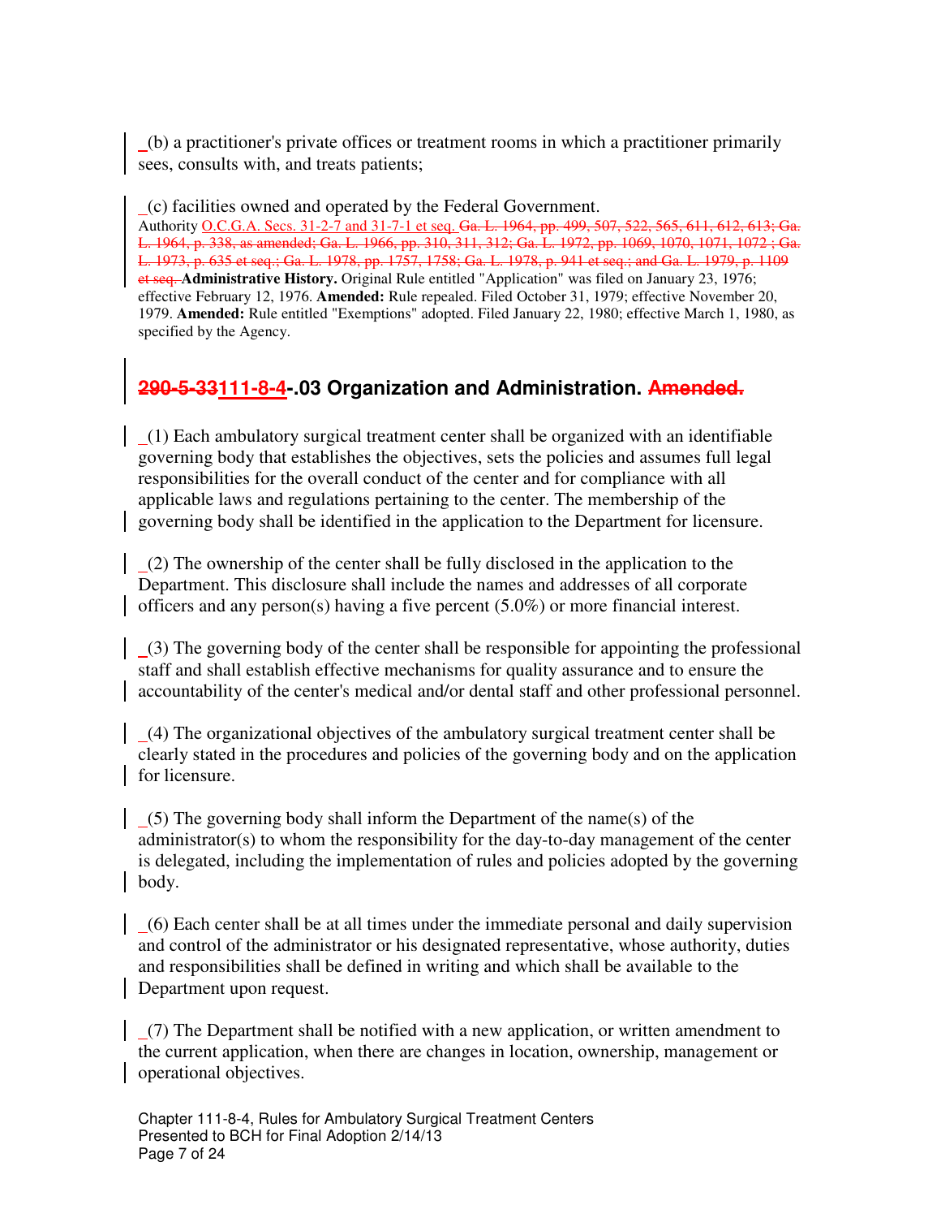_(b) a practitioner's private offices or treatment rooms in which a practitioner primarily sees, consults with, and treats patients;

_(c) facilities owned and operated by the Federal Government.

Authority O.C.G.A. Secs. 31-2-7 and 31-7-1 et seq. ~~Ga. L. 1964, pp. 499, 507, 522, 565, 611, 612, 613; Ga. L. 1964, p. 338, as amended; Ga. L. 1966, pp. 310, 311, 312; Ga. L. 1972, pp. 1069, 1070, 1071, 1072 ; Ga. L. 1973, p. 635 et seq.; Ga. L. 1978, pp. 1757, 1758; Ga. L. 1978, p. 941 et seq.; and Ga. L. 1979, p. 1109 et seq.~~ **Administrative History.** Original Rule entitled "Application" was filed on January 23, 1976; effective February 12, 1976. **Amended:** Rule repealed. Filed October 31, 1979; effective November 20, 1979. **Amended:** Rule entitled "Exemptions" adopted. Filed January 22, 1980; effective March 1, 1980, as specified by the Agency.

## ~~290-5-33~~111-8-4-.03 Organization and Administration. ~~Amended.~~

_(1) Each ambulatory surgical treatment center shall be organized with an identifiable governing body that establishes the objectives, sets the policies and assumes full legal responsibilities for the overall conduct of the center and for compliance with all applicable laws and regulations pertaining to the center. The membership of the governing body shall be identified in the application to the Department for licensure.

_(2) The ownership of the center shall be fully disclosed in the application to the Department. This disclosure shall include the names and addresses of all corporate officers and any person(s) having a five percent (5.0%) or more financial interest.

_(3) The governing body of the center shall be responsible for appointing the professional staff and shall establish effective mechanisms for quality assurance and to ensure the accountability of the center's medical and/or dental staff and other professional personnel.

_(4) The organizational objectives of the ambulatory surgical treatment center shall be clearly stated in the procedures and policies of the governing body and on the application for licensure.

_(5) The governing body shall inform the Department of the name(s) of the administrator(s) to whom the responsibility for the day-to-day management of the center is delegated, including the implementation of rules and policies adopted by the governing body.

_(6) Each center shall be at all times under the immediate personal and daily supervision and control of the administrator or his designated representative, whose authority, duties and responsibilities shall be defined in writing and which shall be available to the Department upon request.

_(7) The Department shall be notified with a new application, or written amendment to the current application, when there are changes in location, ownership, management or operational objectives.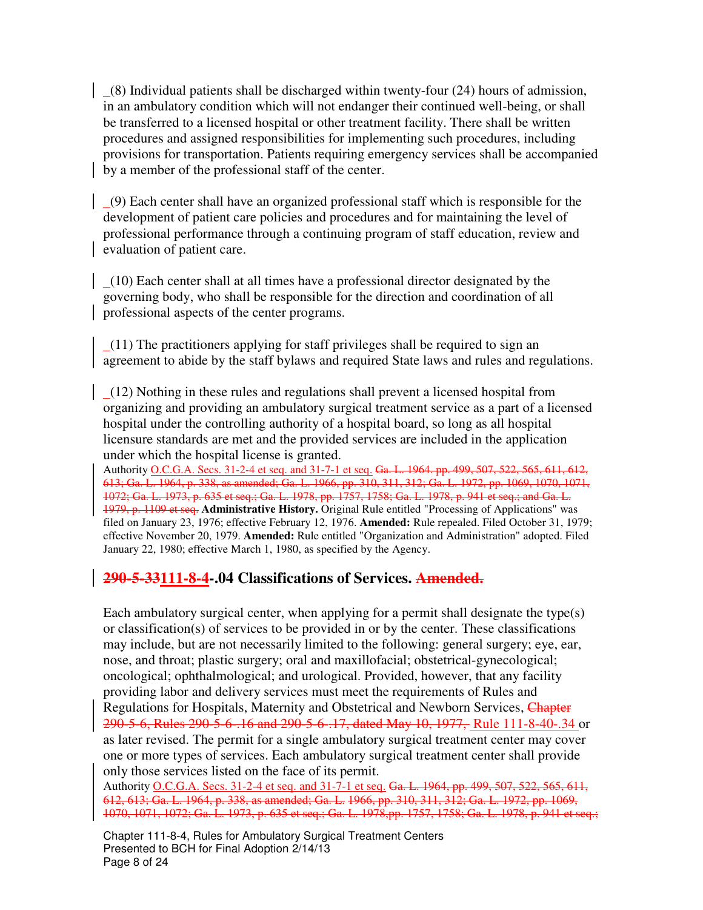_(8) Individual patients shall be discharged within twenty-four (24) hours of admission, in an ambulatory condition which will not endanger their continued well-being, or shall be transferred to a licensed hospital or other treatment facility. There shall be written procedures and assigned responsibilities for implementing such procedures, including provisions for transportation. Patients requiring emergency services shall be accompanied by a member of the professional staff of the center.

_(9) Each center shall have an organized professional staff which is responsible for the development of patient care policies and procedures and for maintaining the level of professional performance through a continuing program of staff education, review and evaluation of patient care.

_(10) Each center shall at all times have a professional director designated by the governing body, who shall be responsible for the direction and coordination of all professional aspects of the center programs.

_(11) The practitioners applying for staff privileges shall be required to sign an agreement to abide by the staff bylaws and required State laws and rules and regulations.

_(12) Nothing in these rules and regulations shall prevent a licensed hospital from organizing and providing an ambulatory surgical treatment service as a part of a licensed hospital under the controlling authority of a hospital board, so long as all hospital licensure standards are met and the provided services are included in the application under which the hospital license is granted.

Authority O.C.G.A. Secs. 31-2-4 et seq. and 31-7-1 et seq. ~~Ga. L. 1964. pp. 499, 507, 522, 565, 611, 612, 613; Ga. L. 1964, p. 338, as amended; Ga. L. 1966, pp. 310, 311, 312; Ga. L. 1972, pp. 1069, 1070, 1071, 1072; Ga. L. 1973, p. 635 et seq.; Ga. L. 1978, pp. 1757, 1758; Ga. L. 1978, p. 941 et seq.; and Ga. L. 1979, p. 1109 et seq.~~ **Administrative History.** Original Rule entitled "Processing of Applications" was filed on January 23, 1976; effective February 12, 1976. **Amended:** Rule repealed. Filed October 31, 1979; effective November 20, 1979. **Amended:** Rule entitled "Organization and Administration" adopted. Filed January 22, 1980; effective March 1, 1980, as specified by the Agency.

## ~~290-5-33~~111-8-4-.04 Classifications of Services. ~~Amended.~~

Each ambulatory surgical center, when applying for a permit shall designate the type(s) or classification(s) of services to be provided in or by the center. These classifications may include, but are not necessarily limited to the following: general surgery; eye, ear, nose, and throat; plastic surgery; oral and maxillofacial; obstetrical-gynecological; oncological; ophthalmological; and urological. Provided, however, that any facility providing labor and delivery services must meet the requirements of Rules and Regulations for Hospitals, Maternity and Obstetrical and Newborn Services, ~~Chapter 290-5-6, Rules 290-5-6-.16 and 290-5-6-.17, dated May 10, 1977,~~ Rule 111-8-40-.34 or as later revised. The permit for a single ambulatory surgical treatment center may cover one or more types of services. Each ambulatory surgical treatment center shall provide only those services listed on the face of its permit.

Authority O.C.G.A. Secs. 31-2-4 et seq. and 31-7-1 et seq. ~~Ga. L. 1964, pp. 499, 507, 522, 565, 611, 612, 613; Ga. L. 1964, p. 338, as amended; Ga. L. 1966, pp. 310, 311, 312; Ga. L. 1972, pp. 1069, 1070, 1071, 1072; Ga. L. 1973, p. 635 et seq.; Ga. L. 1978,pp. 1757, 1758; Ga. L. 1978, p. 941 et seq.;~~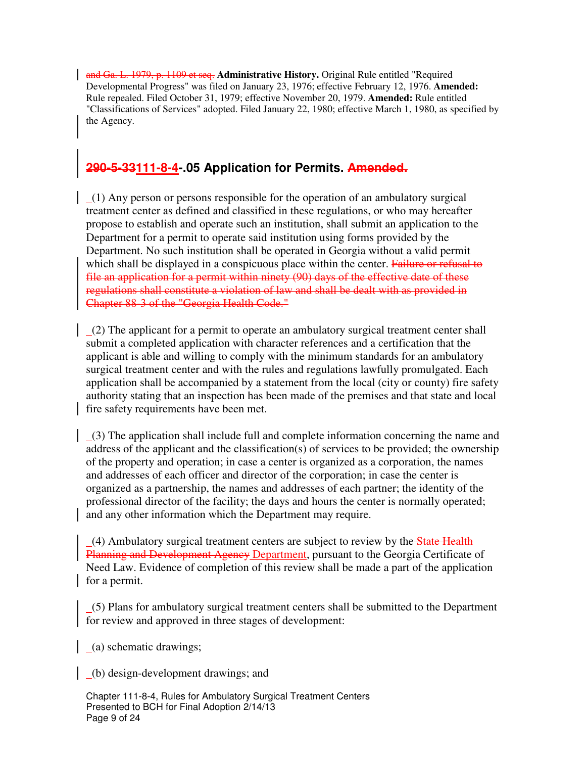and Ga. L. 1979, p. 1109 et seq. **Administrative History.** Original Rule entitled "Required Developmental Progress" was filed on January 23, 1976; effective February 12, 1976. **Amended:** Rule repealed. Filed October 31, 1979; effective November 20, 1979. **Amended:** Rule entitled "Classifications of Services" adopted. Filed January 22, 1980; effective March 1, 1980, as specified by the Agency.

## 290-5-33111-8-4-.05 Application for Permits. Amended.

(1) Any person or persons responsible for the operation of an ambulatory surgical treatment center as defined and classified in these regulations, or who may hereafter propose to establish and operate such an institution, shall submit an application to the Department for a permit to operate said institution using forms provided by the Department. No such institution shall be operated in Georgia without a valid permit which shall be displayed in a conspicuous place within the center. Failure or refusal to file an application for a permit within ninety (90) days of the effective date of these regulations shall constitute a violation of law and shall be dealt with as provided in Chapter 88-3 of the "Georgia Health Code."

(2) The applicant for a permit to operate an ambulatory surgical treatment center shall submit a completed application with character references and a certification that the applicant is able and willing to comply with the minimum standards for an ambulatory surgical treatment center and with the rules and regulations lawfully promulgated. Each application shall be accompanied by a statement from the local (city or county) fire safety authority stating that an inspection has been made of the premises and that state and local fire safety requirements have been met.

(3) The application shall include full and complete information concerning the name and address of the applicant and the classification(s) of services to be provided; the ownership of the property and operation; in case a center is organized as a corporation, the names and addresses of each officer and director of the corporation; in case the center is organized as a partnership, the names and addresses of each partner; the identity of the professional director of the facility; the days and hours the center is normally operated; and any other information which the Department may require.

(4) Ambulatory surgical treatment centers are subject to review by the State Health Planning and Development Agency Department, pursuant to the Georgia Certificate of Need Law. Evidence of completion of this review shall be made a part of the application for a permit.

(5) Plans for ambulatory surgical treatment centers shall be submitted to the Department for review and approved in three stages of development:

(a) schematic drawings;

(b) design-development drawings; and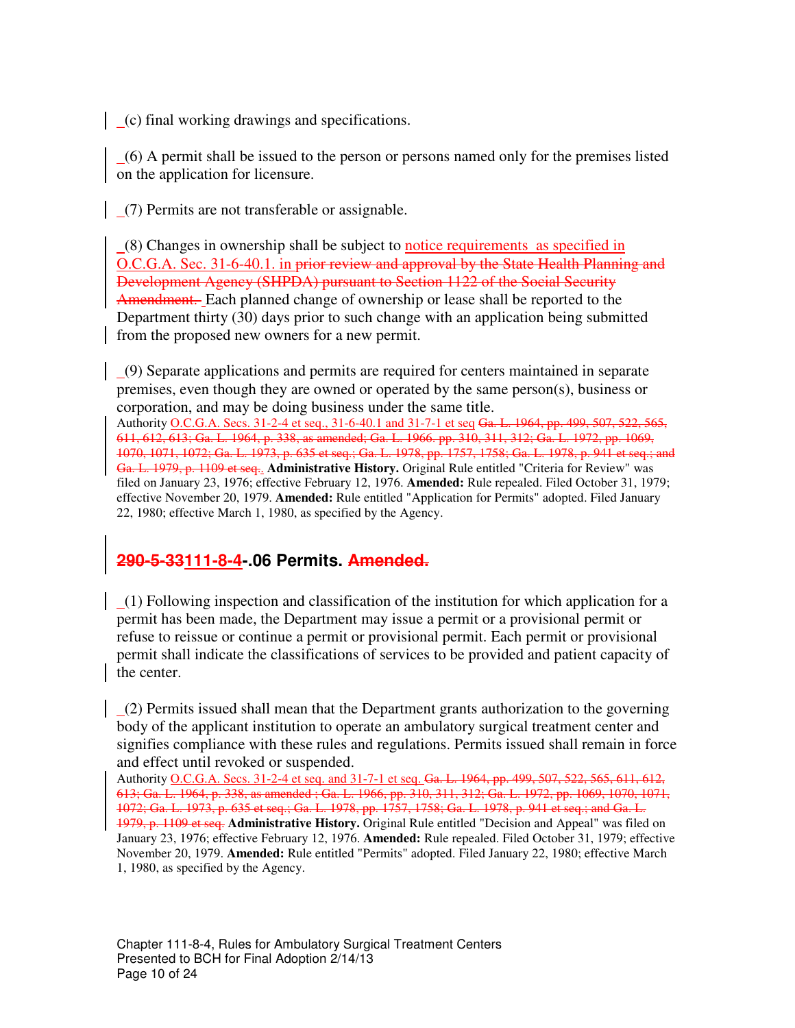(c) final working drawings and specifications.

(6) A permit shall be issued to the person or persons named only for the premises listed on the application for licensure.

(7) Permits are not transferable or assignable.

(8) Changes in ownership shall be subject to notice requirements as specified in O.C.G.A. Sec. 31-6-40.1. in ~~prior review and approval by the State Health Planning and Development Agency (SHPDA) pursuant to Section 1122 of the Social Security Amendment.~~ Each planned change of ownership or lease shall be reported to the Department thirty (30) days prior to such change with an application being submitted from the proposed new owners for a new permit.

(9) Separate applications and permits are required for centers maintained in separate premises, even though they are owned or operated by the same person(s), business or corporation, and may be doing business under the same title.

Authority O.C.G.A. Secs. 31-2-4 et seq., 31-6-40.1 and 31-7-1 et seq ~~Ga. L. 1964, pp. 499, 507, 522, 565, 611, 612, 613; Ga. L. 1964, p. 338, as amended; Ga. L. 1966. pp. 310, 311, 312; Ga. L. 1972, pp. 1069, 1070, 1071, 1072; Ga. L. 1973, p. 635 et seq.; Ga. L. 1978, pp. 1757, 1758; Ga. L. 1978, p. 941 et seq.; and Ga. L. 1979, p. 1109 et seq.~~. **Administrative History.** Original Rule entitled "Criteria for Review" was filed on January 23, 1976; effective February 12, 1976. **Amended:** Rule repealed. Filed October 31, 1979; effective November 20, 1979. **Amended:** Rule entitled "Application for Permits" adopted. Filed January 22, 1980; effective March 1, 1980, as specified by the Agency.

## ~~290-5-33~~111-8-4-.06 Permits. ~~Amended.~~

(1) Following inspection and classification of the institution for which application for a permit has been made, the Department may issue a permit or a provisional permit or refuse to reissue or continue a permit or provisional permit. Each permit or provisional permit shall indicate the classifications of services to be provided and patient capacity of the center.

(2) Permits issued shall mean that the Department grants authorization to the governing body of the applicant institution to operate an ambulatory surgical treatment center and signifies compliance with these rules and regulations. Permits issued shall remain in force and effect until revoked or suspended.

Authority O.C.G.A. Secs. 31-2-4 et seq. and 31-7-1 et seq. ~~Ga. L. 1964, pp. 499, 507, 522, 565, 611, 612, 613; Ga. L. 1964, p. 338, as amended ; Ga. L. 1966, pp. 310, 311, 312; Ga. L. 1972, pp. 1069, 1070, 1071, 1072; Ga. L. 1973, p. 635 et seq.; Ga. L. 1978, pp. 1757, 1758; Ga. L. 1978, p. 941 et seq.; and Ga. L. 1979, p. 1109 et seq.~~ **Administrative History.** Original Rule entitled "Decision and Appeal" was filed on January 23, 1976; effective February 12, 1976. **Amended:** Rule repealed. Filed October 31, 1979; effective November 20, 1979. **Amended:** Rule entitled "Permits" adopted. Filed January 22, 1980; effective March 1, 1980, as specified by the Agency.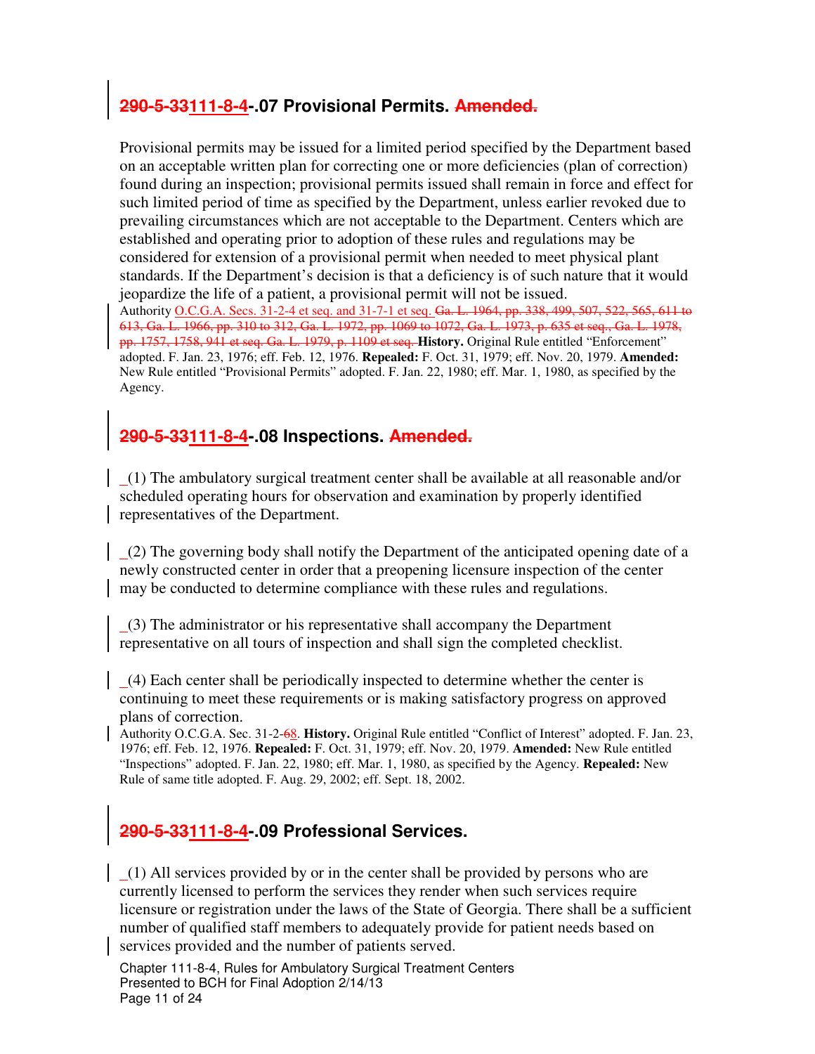## ~~290-5-33~~111-8-4-.07 Provisional Permits. ~~Amended.~~

Provisional permits may be issued for a limited period specified by the Department based on an acceptable written plan for correcting one or more deficiencies (plan of correction) found during an inspection; provisional permits issued shall remain in force and effect for such limited period of time as specified by the Department, unless earlier revoked due to prevailing circumstances which are not acceptable to the Department. Centers which are established and operating prior to adoption of these rules and regulations may be considered for extension of a provisional permit when needed to meet physical plant standards. If the Department's decision is that a deficiency is of such nature that it would jeopardize the life of a patient, a provisional permit will not be issued.

Authority O.C.G.A. Secs. 31-2-4 et seq. and 31-7-1 et seq. ~~Ga. L. 1964, pp. 338, 499, 507, 522, 565, 611 to 613, Ga. L. 1966, pp. 310 to 312, Ga. L. 1972, pp. 1069 to 1072, Ga. L. 1973, p. 635 et seq., Ga. L. 1978, pp. 1757, 1758, 941 et seq. Ga. L. 1979, p. 1109 et seq.~~ **History.** Original Rule entitled "Enforcement" adopted. F. Jan. 23, 1976; eff. Feb. 12, 1976. **Repealed:** F. Oct. 31, 1979; eff. Nov. 20, 1979. **Amended:** New Rule entitled "Provisional Permits" adopted. F. Jan. 22, 1980; eff. Mar. 1, 1980, as specified by the Agency.

## ~~290-5-33~~111-8-4-.08 Inspections. ~~Amended.~~

(1) The ambulatory surgical treatment center shall be available at all reasonable and/or scheduled operating hours for observation and examination by properly identified representatives of the Department.

(2) The governing body shall notify the Department of the anticipated opening date of a newly constructed center in order that a preopening licensure inspection of the center may be conducted to determine compliance with these rules and regulations.

(3) The administrator or his representative shall accompany the Department representative on all tours of inspection and shall sign the completed checklist.

(4) Each center shall be periodically inspected to determine whether the center is continuing to meet these requirements or is making satisfactory progress on approved plans of correction.

Authority O.C.G.A. Sec. 31-2-~~6~~8. **History.** Original Rule entitled "Conflict of Interest" adopted. F. Jan. 23, 1976; eff. Feb. 12, 1976. **Repealed:** F. Oct. 31, 1979; eff. Nov. 20, 1979. **Amended:** New Rule entitled "Inspections" adopted. F. Jan. 22, 1980; eff. Mar. 1, 1980, as specified by the Agency. **Repealed:** New Rule of same title adopted. F. Aug. 29, 2002; eff. Sept. 18, 2002.

## ~~290-5-33~~111-8-4-.09 Professional Services.

(1) All services provided by or in the center shall be provided by persons who are currently licensed to perform the services they render when such services require licensure or registration under the laws of the State of Georgia. There shall be a sufficient number of qualified staff members to adequately provide for patient needs based on services provided and the number of patients served.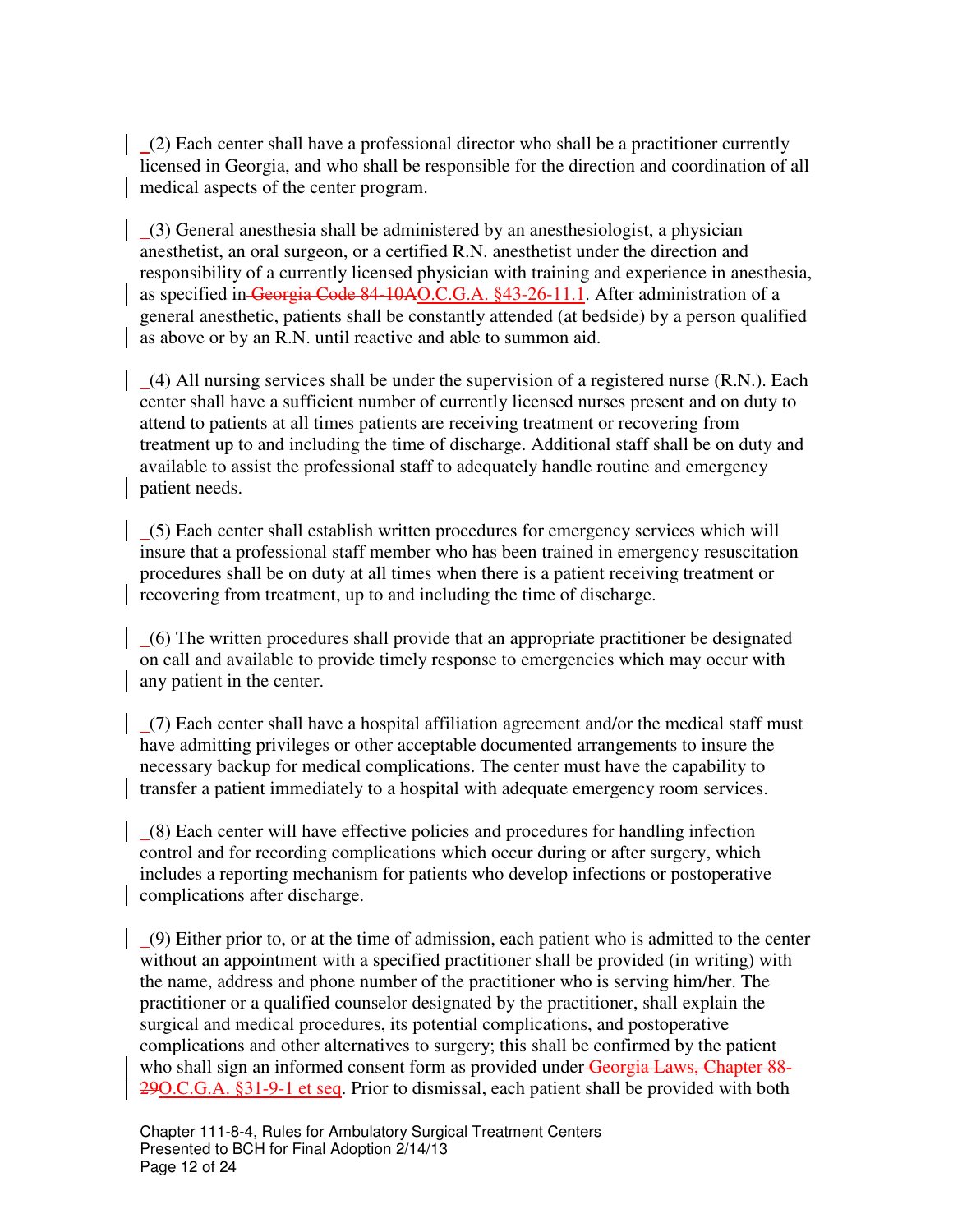(2) Each center shall have a professional director who shall be a practitioner currently licensed in Georgia, and who shall be responsible for the direction and coordination of all medical aspects of the center program.

(3) General anesthesia shall be administered by an anesthesiologist, a physician anesthetist, an oral surgeon, or a certified R.N. anesthetist under the direction and responsibility of a currently licensed physician with training and experience in anesthesia, as specified in ~~Georgia Code 84-10A~~O.C.G.A. §43-26-11.1. After administration of a general anesthetic, patients shall be constantly attended (at bedside) by a person qualified as above or by an R.N. until reactive and able to summon aid.

(4) All nursing services shall be under the supervision of a registered nurse (R.N.). Each center shall have a sufficient number of currently licensed nurses present and on duty to attend to patients at all times patients are receiving treatment or recovering from treatment up to and including the time of discharge. Additional staff shall be on duty and available to assist the professional staff to adequately handle routine and emergency patient needs.

(5) Each center shall establish written procedures for emergency services which will insure that a professional staff member who has been trained in emergency resuscitation procedures shall be on duty at all times when there is a patient receiving treatment or recovering from treatment, up to and including the time of discharge.

(6) The written procedures shall provide that an appropriate practitioner be designated on call and available to provide timely response to emergencies which may occur with any patient in the center.

(7) Each center shall have a hospital affiliation agreement and/or the medical staff must have admitting privileges or other acceptable documented arrangements to insure the necessary backup for medical complications. The center must have the capability to transfer a patient immediately to a hospital with adequate emergency room services.

(8) Each center will have effective policies and procedures for handling infection control and for recording complications which occur during or after surgery, which includes a reporting mechanism for patients who develop infections or postoperative complications after discharge.

(9) Either prior to, or at the time of admission, each patient who is admitted to the center without an appointment with a specified practitioner shall be provided (in writing) with the name, address and phone number of the practitioner who is serving him/her. The practitioner or a qualified counselor designated by the practitioner, shall explain the surgical and medical procedures, its potential complications, and postoperative complications and other alternatives to surgery; this shall be confirmed by the patient who shall sign an informed consent form as provided under ~~Georgia Laws, Chapter 88-29~~O.C.G.A. §31-9-1 et seq. Prior to dismissal, each patient shall be provided with both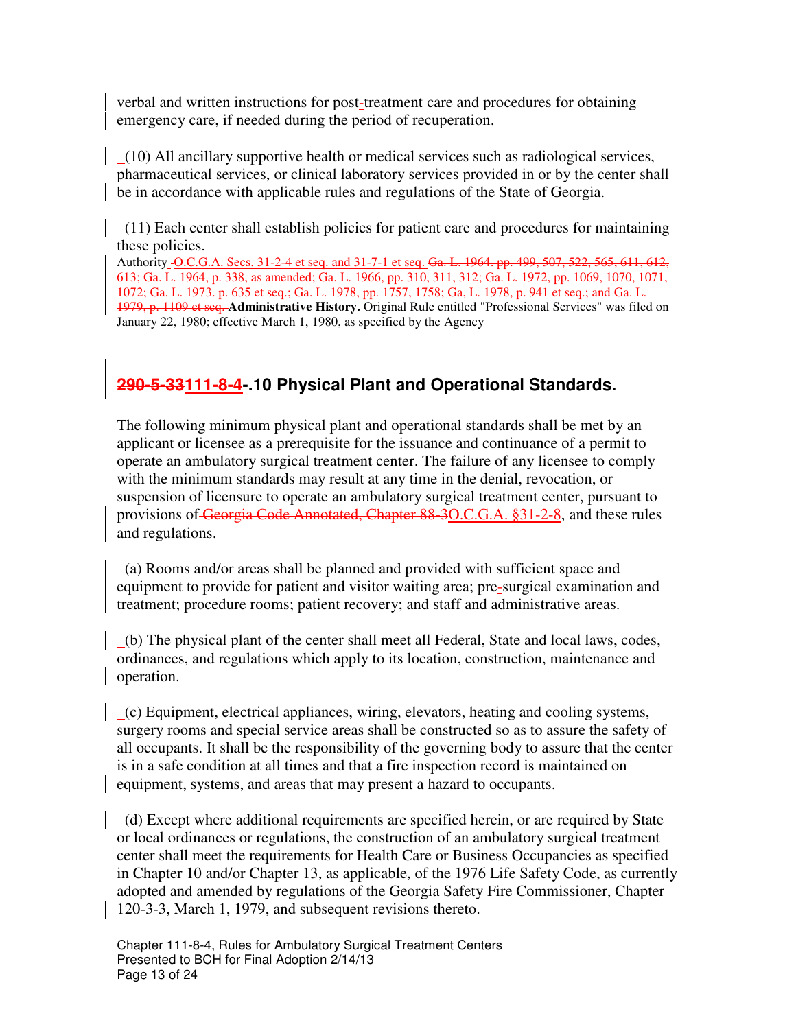verbal and written instructions for post-treatment care and procedures for obtaining emergency care, if needed during the period of recuperation.

_(10) All ancillary supportive health or medical services such as radiological services, pharmaceutical services, or clinical laboratory services provided in or by the center shall be in accordance with applicable rules and regulations of the State of Georgia.

_(11) Each center shall establish policies for patient care and procedures for maintaining these policies.

Authority O.C.G.A. Secs. 31-2-4 et seq. and 31-7-1 et seq. ~~Ga. L. 1964. pp. 499, 507, 522, 565, 611, 612, 613; Ga. L. 1964, p. 338, as amended; Ga. L. 1966, pp. 310, 311, 312; Ga. L. 1972, pp. 1069, 1070, 1071, 1072; Ga. L. 1973. p. 635 et seq.; Ga. L. 1978, pp. 1757, 1758; Ga, L. 1978, p. 941 et seq.; and Ga. L. 1979, p. 1109 et seq.~~ **Administrative History.** Original Rule entitled "Professional Services" was filed on January 22, 1980; effective March 1, 1980, as specified by the Agency

## ~~290-5-33~~111-8-4-.10 Physical Plant and Operational Standards.

The following minimum physical plant and operational standards shall be met by an applicant or licensee as a prerequisite for the issuance and continuance of a permit to operate an ambulatory surgical treatment center. The failure of any licensee to comply with the minimum standards may result at any time in the denial, revocation, or suspension of licensure to operate an ambulatory surgical treatment center, pursuant to provisions of ~~Georgia Code Annotated, Chapter 88-3~~O.C.G.A. §31-2-8, and these rules and regulations.

_(a) Rooms and/or areas shall be planned and provided with sufficient space and equipment to provide for patient and visitor waiting area; pre-surgical examination and treatment; procedure rooms; patient recovery; and staff and administrative areas.

_(b) The physical plant of the center shall meet all Federal, State and local laws, codes, ordinances, and regulations which apply to its location, construction, maintenance and operation.

_(c) Equipment, electrical appliances, wiring, elevators, heating and cooling systems, surgery rooms and special service areas shall be constructed so as to assure the safety of all occupants. It shall be the responsibility of the governing body to assure that the center is in a safe condition at all times and that a fire inspection record is maintained on equipment, systems, and areas that may present a hazard to occupants.

_(d) Except where additional requirements are specified herein, or are required by State or local ordinances or regulations, the construction of an ambulatory surgical treatment center shall meet the requirements for Health Care or Business Occupancies as specified in Chapter 10 and/or Chapter 13, as applicable, of the 1976 Life Safety Code, as currently adopted and amended by regulations of the Georgia Safety Fire Commissioner, Chapter 120-3-3, March 1, 1979, and subsequent revisions thereto.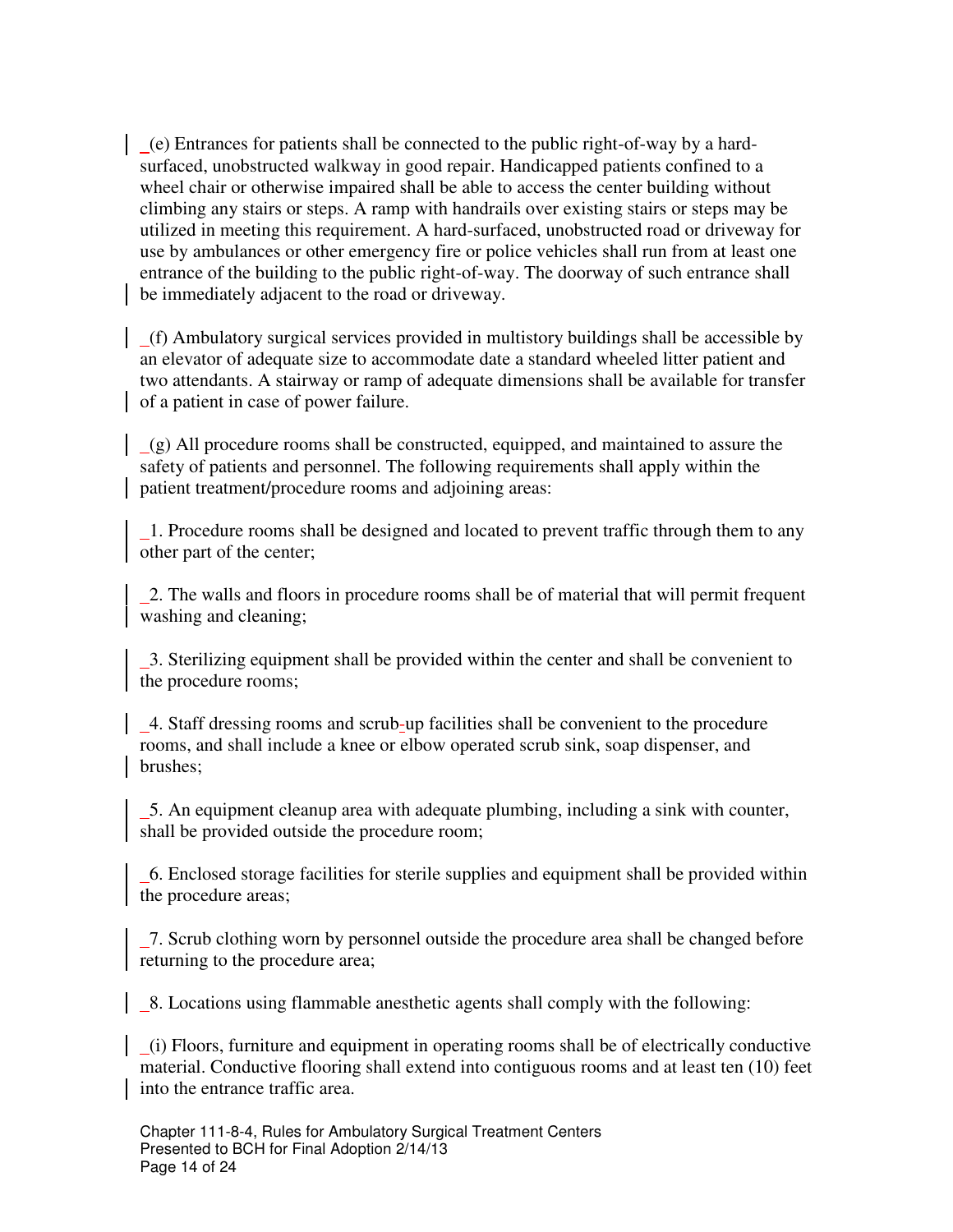_(e) Entrances for patients shall be connected to the public right-of-way by a hard-surfaced, unobstructed walkway in good repair. Handicapped patients confined to a wheel chair or otherwise impaired shall be able to access the center building without climbing any stairs or steps. A ramp with handrails over existing stairs or steps may be utilized in meeting this requirement. A hard-surfaced, unobstructed road or driveway for use by ambulances or other emergency fire or police vehicles shall run from at least one entrance of the building to the public right-of-way. The doorway of such entrance shall be immediately adjacent to the road or driveway.

_(f) Ambulatory surgical services provided in multistory buildings shall be accessible by an elevator of adequate size to accommodate date a standard wheeled litter patient and two attendants. A stairway or ramp of adequate dimensions shall be available for transfer of a patient in case of power failure.

_(g) All procedure rooms shall be constructed, equipped, and maintained to assure the safety of patients and personnel. The following requirements shall apply within the patient treatment/procedure rooms and adjoining areas:

_1. Procedure rooms shall be designed and located to prevent traffic through them to any other part of the center;

_2. The walls and floors in procedure rooms shall be of material that will permit frequent washing and cleaning;

_3. Sterilizing equipment shall be provided within the center and shall be convenient to the procedure rooms;

_4. Staff dressing rooms and scrub-up facilities shall be convenient to the procedure rooms, and shall include a knee or elbow operated scrub sink, soap dispenser, and brushes;

_5. An equipment cleanup area with adequate plumbing, including a sink with counter, shall be provided outside the procedure room;

_6. Enclosed storage facilities for sterile supplies and equipment shall be provided within the procedure areas;

_7. Scrub clothing worn by personnel outside the procedure area shall be changed before returning to the procedure area;

_8. Locations using flammable anesthetic agents shall comply with the following:

_(i) Floors, furniture and equipment in operating rooms shall be of electrically conductive material. Conductive flooring shall extend into contiguous rooms and at least ten (10) feet into the entrance traffic area.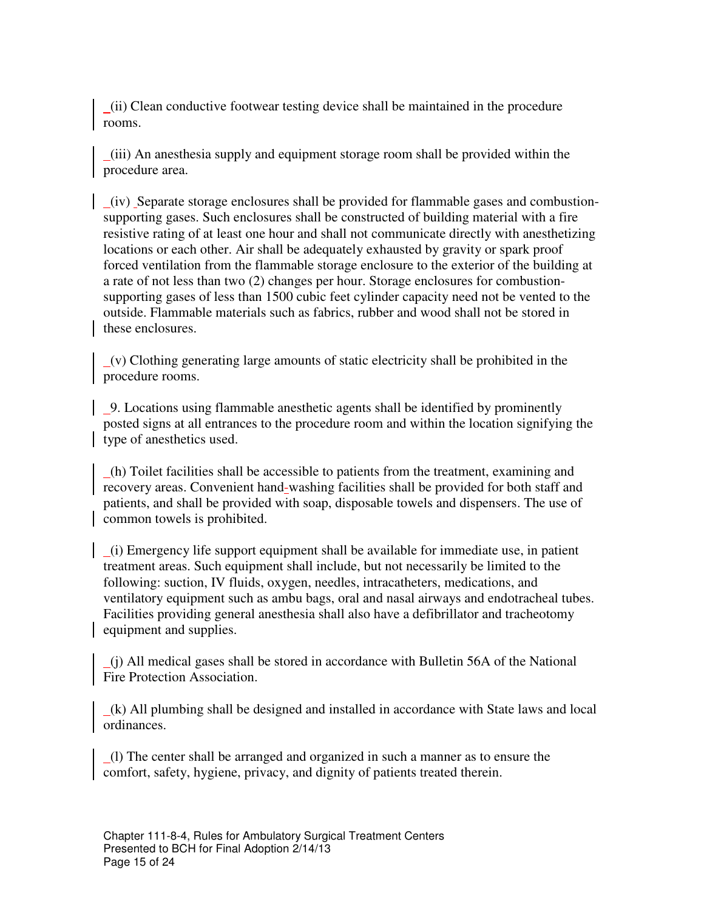_(ii) Clean conductive footwear testing device shall be maintained in the procedure rooms.

_(iii) An anesthesia supply and equipment storage room shall be provided within the procedure area.

_(iv) _Separate storage enclosures shall be provided for flammable gases and combustion-supporting gases. Such enclosures shall be constructed of building material with a fire resistive rating of at least one hour and shall not communicate directly with anesthetizing locations or each other. Air shall be adequately exhausted by gravity or spark proof forced ventilation from the flammable storage enclosure to the exterior of the building at a rate of not less than two (2) changes per hour. Storage enclosures for combustion-supporting gases of less than 1500 cubic feet cylinder capacity need not be vented to the outside. Flammable materials such as fabrics, rubber and wood shall not be stored in these enclosures.

_(v) Clothing generating large amounts of static electricity shall be prohibited in the procedure rooms.

_9. Locations using flammable anesthetic agents shall be identified by prominently posted signs at all entrances to the procedure room and within the location signifying the type of anesthetics used.

_(h) Toilet facilities shall be accessible to patients from the treatment, examining and recovery areas. Convenient hand-washing facilities shall be provided for both staff and patients, and shall be provided with soap, disposable towels and dispensers. The use of common towels is prohibited.

_(i) Emergency life support equipment shall be available for immediate use, in patient treatment areas. Such equipment shall include, but not necessarily be limited to the following: suction, IV fluids, oxygen, needles, intracatheters, medications, and ventilatory equipment such as ambu bags, oral and nasal airways and endotracheal tubes. Facilities providing general anesthesia shall also have a defibrillator and tracheotomy equipment and supplies.

_(j) All medical gases shall be stored in accordance with Bulletin 56A of the National Fire Protection Association.

_(k) All plumbing shall be designed and installed in accordance with State laws and local ordinances.

_(l) The center shall be arranged and organized in such a manner as to ensure the comfort, safety, hygiene, privacy, and dignity of patients treated therein.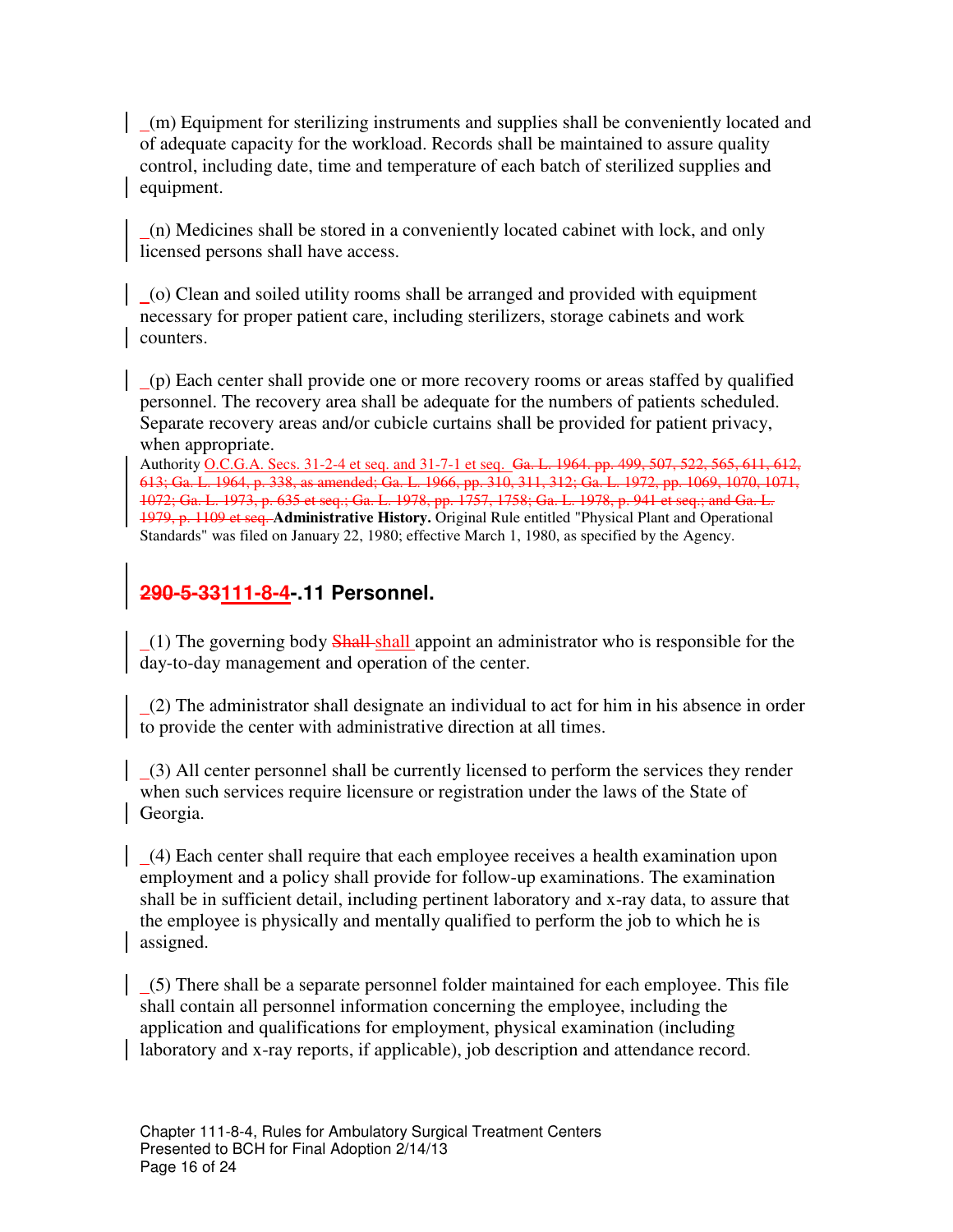_(m) Equipment for sterilizing instruments and supplies shall be conveniently located and of adequate capacity for the workload. Records shall be maintained to assure quality control, including date, time and temperature of each batch of sterilized supplies and equipment.

_(n) Medicines shall be stored in a conveniently located cabinet with lock, and only licensed persons shall have access.

_(o) Clean and soiled utility rooms shall be arranged and provided with equipment necessary for proper patient care, including sterilizers, storage cabinets and work counters.

_(p) Each center shall provide one or more recovery rooms or areas staffed by qualified personnel. The recovery area shall be adequate for the numbers of patients scheduled. Separate recovery areas and/or cubicle curtains shall be provided for patient privacy, when appropriate.

Authority O.C.G.A. Secs. 31-2-4 et seq. and 31-7-1 et seq. ~~Ga. L. 1964. pp. 499, 507, 522, 565, 611, 612, 613; Ga. L. 1964, p. 338, as amended; Ga. L. 1966, pp. 310, 311, 312; Ga. L. 1972, pp. 1069, 1070, 1071, 1072; Ga. L. 1973, p. 635 et seq.; Ga. L. 1978, pp. 1757, 1758; Ga. L. 1978, p. 941 et seq.; and Ga. L. 1979, p. 1109 et seq.~~ **Administrative History.** Original Rule entitled "Physical Plant and Operational Standards" was filed on January 22, 1980; effective March 1, 1980, as specified by the Agency.

## ~~290-5-33~~111-8-4-.11 Personnel.

_(1) The governing body ~~Shall~~ shall appoint an administrator who is responsible for the day-to-day management and operation of the center.

_(2) The administrator shall designate an individual to act for him in his absence in order to provide the center with administrative direction at all times.

_(3) All center personnel shall be currently licensed to perform the services they render when such services require licensure or registration under the laws of the State of Georgia.

_(4) Each center shall require that each employee receives a health examination upon employment and a policy shall provide for follow-up examinations. The examination shall be in sufficient detail, including pertinent laboratory and x-ray data, to assure that the employee is physically and mentally qualified to perform the job to which he is assigned.

_(5) There shall be a separate personnel folder maintained for each employee. This file shall contain all personnel information concerning the employee, including the application and qualifications for employment, physical examination (including laboratory and x-ray reports, if applicable), job description and attendance record.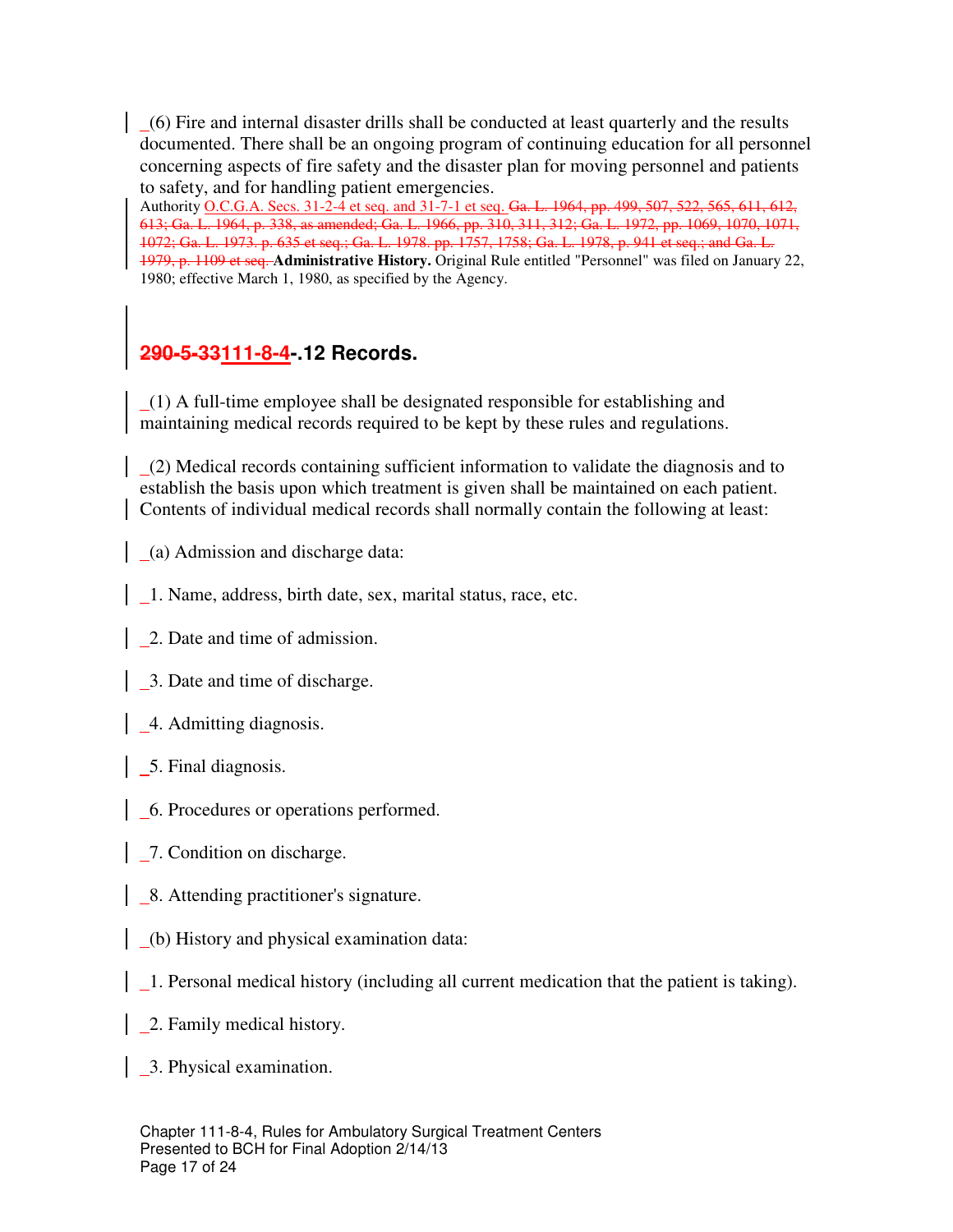_(6) Fire and internal disaster drills shall be conducted at least quarterly and the results documented. There shall be an ongoing program of continuing education for all personnel concerning aspects of fire safety and the disaster plan for moving personnel and patients to safety, and for handling patient emergencies.

Authority O.C.G.A. Secs. 31-2-4 et seq. and 31-7-1 et seq. ~~Ga. L. 1964, pp. 499, 507, 522, 565, 611, 612, 613; Ga. L. 1964, p. 338, as amended; Ga. L. 1966, pp. 310, 311, 312; Ga. L. 1972, pp. 1069, 1070, 1071, 1072; Ga. L. 1973. p. 635 et seq.; Ga. L. 1978. pp. 1757, 1758; Ga. L. 1978, p. 941 et seq.; and Ga. L. 1979, p. 1109 et seq.~~ **Administrative History.** Original Rule entitled "Personnel" was filed on January 22, 1980; effective March 1, 1980, as specified by the Agency.

## ~~290-5-33~~111-8-4-.12 Records.

_(1) A full-time employee shall be designated responsible for establishing and maintaining medical records required to be kept by these rules and regulations.

_(2) Medical records containing sufficient information to validate the diagnosis and to establish the basis upon which treatment is given shall be maintained on each patient. Contents of individual medical records shall normally contain the following at least:

_(a) Admission and discharge data:

_1. Name, address, birth date, sex, marital status, race, etc.

_2. Date and time of admission.

_3. Date and time of discharge.

_4. Admitting diagnosis.

_5. Final diagnosis.

_6. Procedures or operations performed.

_7. Condition on discharge.

_8. Attending practitioner's signature.

_(b) History and physical examination data:

_1. Personal medical history (including all current medication that the patient is taking).

_2. Family medical history.

_3. Physical examination.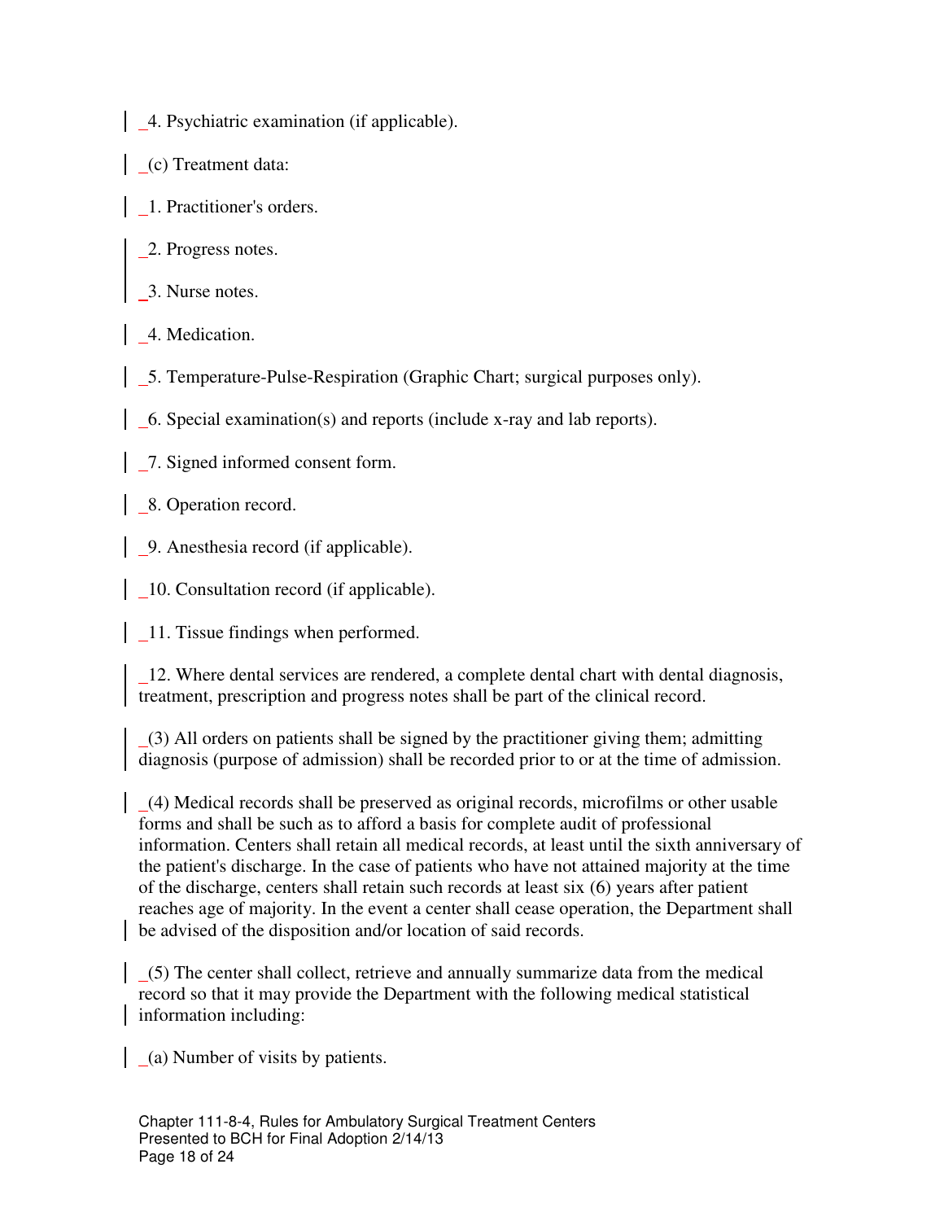_4. Psychiatric examination (if applicable).

_(c) Treatment data:

_1. Practitioner's orders.

_2. Progress notes.

_3. Nurse notes.

_4. Medication.

_5. Temperature-Pulse-Respiration (Graphic Chart; surgical purposes only).

_6. Special examination(s) and reports (include x-ray and lab reports).

_7. Signed informed consent form.

_8. Operation record.

_9. Anesthesia record (if applicable).

_10. Consultation record (if applicable).

_11. Tissue findings when performed.

_12. Where dental services are rendered, a complete dental chart with dental diagnosis, treatment, prescription and progress notes shall be part of the clinical record.

_(3) All orders on patients shall be signed by the practitioner giving them; admitting diagnosis (purpose of admission) shall be recorded prior to or at the time of admission.

_(4) Medical records shall be preserved as original records, microfilms or other usable forms and shall be such as to afford a basis for complete audit of professional information. Centers shall retain all medical records, at least until the sixth anniversary of the patient's discharge. In the case of patients who have not attained majority at the time of the discharge, centers shall retain such records at least six (6) years after patient reaches age of majority. In the event a center shall cease operation, the Department shall be advised of the disposition and/or location of said records.

_(5) The center shall collect, retrieve and annually summarize data from the medical record so that it may provide the Department with the following medical statistical information including:

_(a) Number of visits by patients.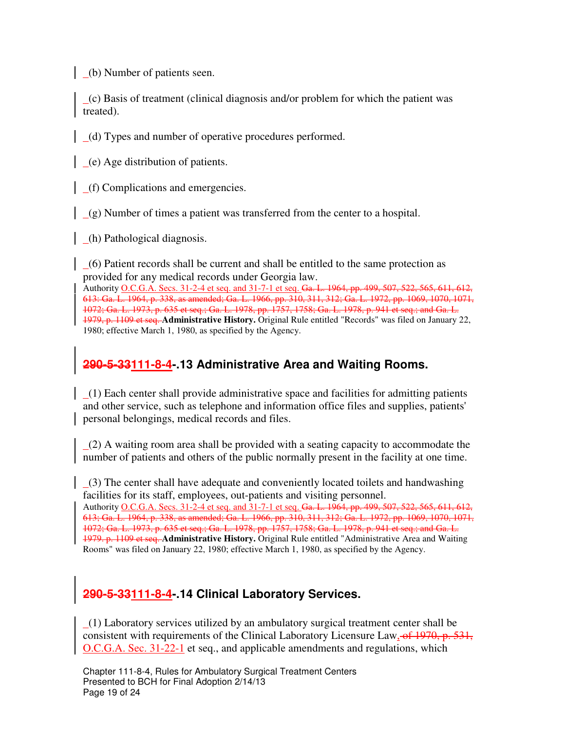_(b) Number of patients seen.

_(c) Basis of treatment (clinical diagnosis and/or problem for which the patient was treated).

_(d) Types and number of operative procedures performed.

_(e) Age distribution of patients.

_(f) Complications and emergencies.

_(g) Number of times a patient was transferred from the center to a hospital.

_(h) Pathological diagnosis.

_(6) Patient records shall be current and shall be entitled to the same protection as provided for any medical records under Georgia law.

Authority O.C.G.A. Secs. 31-2-4 et seq. and 31-7-1 et seq. ~~Ga. L. 1964, pp. 499, 507, 522, 565, 611, 612, 613; Ga. L. 1964, p. 338, as amended; Ga. L. 1966, pp. 310, 311, 312; Ga. L. 1972, pp. 1069, 1070, 1071, 1072; Ga. L. 1973, p. 635 et seq.; Ga. L. 1978, pp. 1757, 1758; Ga. L. 1978, p. 941 et seq.; and Ga. L. 1979, p. 1109 et seq.~~ **Administrative History.** Original Rule entitled "Records" was filed on January 22, 1980; effective March 1, 1980, as specified by the Agency.

## ~~290-5-33~~111-8-4-.13 Administrative Area and Waiting Rooms.

_(1) Each center shall provide administrative space and facilities for admitting patients and other service, such as telephone and information office files and supplies, patients' personal belongings, medical records and files.

_(2) A waiting room area shall be provided with a seating capacity to accommodate the number of patients and others of the public normally present in the facility at one time.

_(3) The center shall have adequate and conveniently located toilets and handwashing facilities for its staff, employees, out-patients and visiting personnel.

Authority O.C.G.A. Secs. 31-2-4 et seq. and 31-7-1 et seq. ~~Ga. L. 1964, pp. 499, 507, 522, 565, 611, 612, 613; Ga. L. 1964, p. 338, as amended; Ga. L. 1966, pp. 310, 311, 312; Ga. L. 1972, pp. 1069, 1070, 1071, 1072; Ga. L. 1973, p. 635 et seq.; Ga. L. 1978, pp. 1757, 1758; Ga. L. 1978, p. 941 et seq.; and Ga. L. 1979, p. 1109 et seq.~~ **Administrative History.** Original Rule entitled "Administrative Area and Waiting Rooms" was filed on January 22, 1980; effective March 1, 1980, as specified by the Agency.

## ~~290-5-33~~111-8-4-.14 Clinical Laboratory Services.

_(1) Laboratory services utilized by an ambulatory surgical treatment center shall be consistent with requirements of the Clinical Laboratory Licensure Law~~, of 1970, p. 531,~~ O.C.G.A. Sec. 31-22-1 et seq., and applicable amendments and regulations, which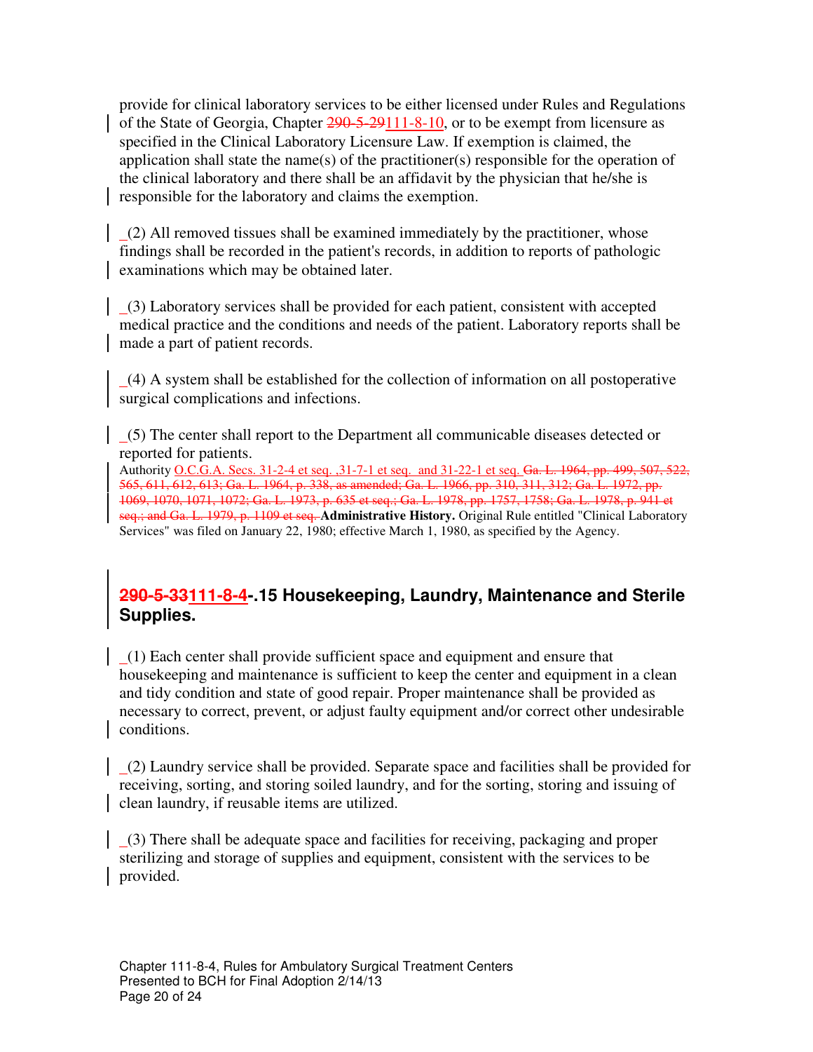provide for clinical laboratory services to be either licensed under Rules and Regulations of the State of Georgia, Chapter ~~290-5-29~~111-8-10, or to be exempt from licensure as specified in the Clinical Laboratory Licensure Law. If exemption is claimed, the application shall state the name(s) of the practitioner(s) responsible for the operation of the clinical laboratory and there shall be an affidavit by the physician that he/she is responsible for the laboratory and claims the exemption.

_(2) All removed tissues shall be examined immediately by the practitioner, whose findings shall be recorded in the patient's records, in addition to reports of pathologic examinations which may be obtained later.

_(3) Laboratory services shall be provided for each patient, consistent with accepted medical practice and the conditions and needs of the patient. Laboratory reports shall be made a part of patient records.

_(4) A system shall be established for the collection of information on all postoperative surgical complications and infections.

_(5) The center shall report to the Department all communicable diseases detected or reported for patients.

Authority O.C.G.A. Secs. 31-2-4 et seq. ,31-7-1 et seq. and 31-22-1 et seq. ~~Ga. L. 1964, pp. 499, 507, 522, 565, 611, 612, 613; Ga. L. 1964, p. 338, as amended; Ga. L. 1966, pp. 310, 311, 312; Ga. L. 1972, pp. 1069, 1070, 1071, 1072; Ga. L. 1973, p. 635 et seq.; Ga. L. 1978, pp. 1757, 1758; Ga. L. 1978, p. 941 et seq.; and Ga. L. 1979, p. 1109 et seq.~~ **Administrative History.** Original Rule entitled "Clinical Laboratory Services" was filed on January 22, 1980; effective March 1, 1980, as specified by the Agency.

## ~~290-5-33~~111-8-4-.15 Housekeeping, Laundry, Maintenance and Sterile Supplies.

_(1) Each center shall provide sufficient space and equipment and ensure that housekeeping and maintenance is sufficient to keep the center and equipment in a clean and tidy condition and state of good repair. Proper maintenance shall be provided as necessary to correct, prevent, or adjust faulty equipment and/or correct other undesirable conditions.

_(2) Laundry service shall be provided. Separate space and facilities shall be provided for receiving, sorting, and storing soiled laundry, and for the sorting, storing and issuing of clean laundry, if reusable items are utilized.

_(3) There shall be adequate space and facilities for receiving, packaging and proper sterilizing and storage of supplies and equipment, consistent with the services to be provided.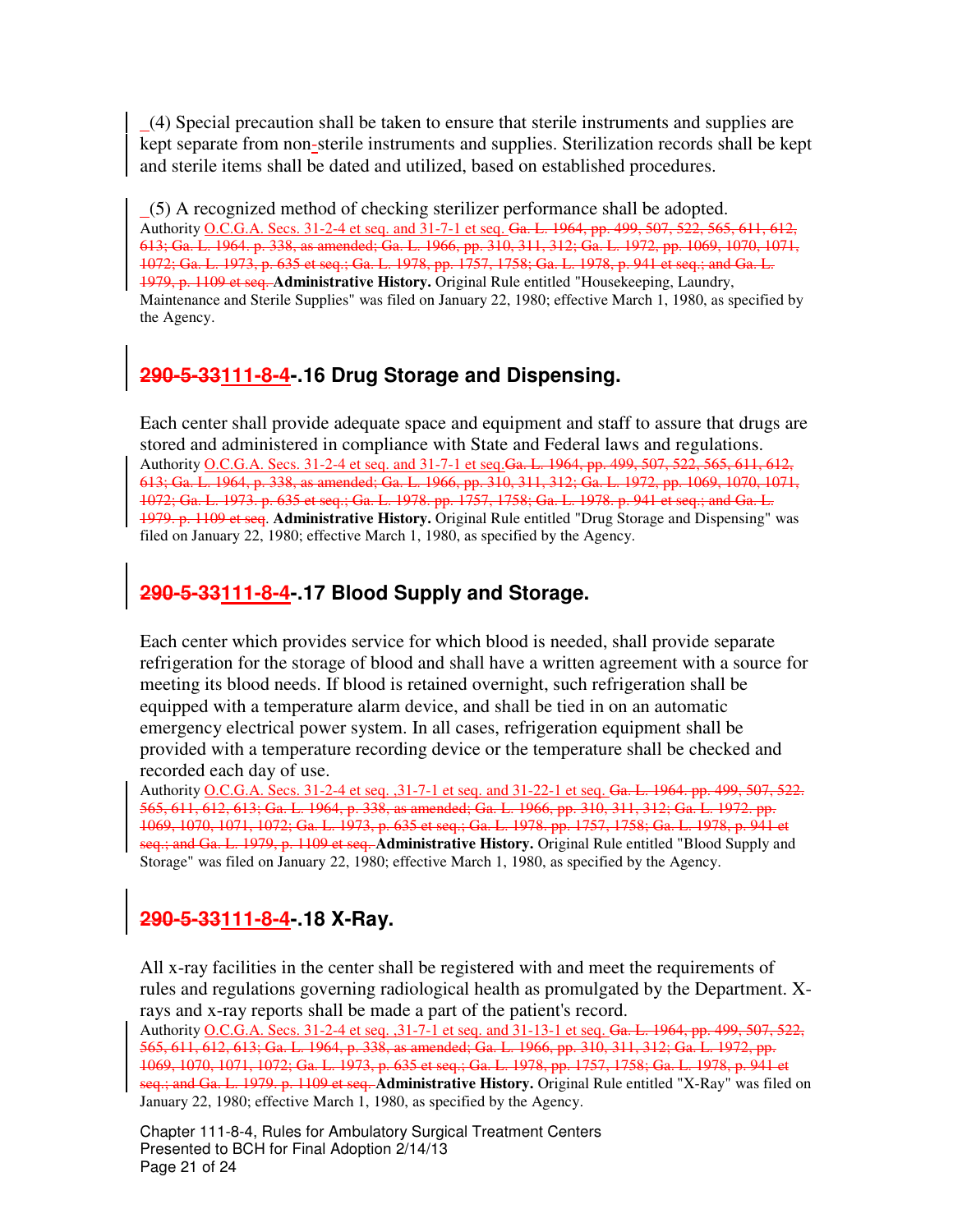_(4) Special precaution shall be taken to ensure that sterile instruments and supplies are kept separate from non-sterile instruments and supplies. Sterilization records shall be kept and sterile items shall be dated and utilized, based on established procedures.

_(5) A recognized method of checking sterilizer performance shall be adopted.
Authority O.C.G.A. Secs. 31-2-4 et seq. and 31-7-1 et seq. ~~Ga. L. 1964, pp. 499, 507, 522, 565, 611, 612, 613; Ga. L. 1964. p. 338, as amended; Ga. L. 1966, pp. 310, 311, 312; Ga. L. 1972, pp. 1069, 1070, 1071, 1072; Ga. L. 1973, p. 635 et seq.; Ga. L. 1978, pp. 1757, 1758; Ga. L. 1978, p. 941 et seq.; and Ga. L. 1979, p. 1109 et seq.~~ **Administrative History.** Original Rule entitled "Housekeeping, Laundry, Maintenance and Sterile Supplies" was filed on January 22, 1980; effective March 1, 1980, as specified by the Agency.

## ~~290-5-33~~111-8-4-.16 Drug Storage and Dispensing.

Each center shall provide adequate space and equipment and staff to assure that drugs are stored and administered in compliance with State and Federal laws and regulations.
Authority O.C.G.A. Secs. 31-2-4 et seq. and 31-7-1 et seq.~~Ga. L. 1964, pp. 499, 507, 522, 565, 611, 612, 613; Ga. L. 1964, p. 338, as amended; Ga. L. 1966, pp. 310, 311, 312; Ga. L. 1972, pp. 1069, 1070, 1071, 1072; Ga. L. 1973. p. 635 et seq.; Ga. L. 1978. pp. 1757, 1758; Ga. L. 1978. p. 941 et seq.; and Ga. L. 1979. p. 1109 et seq~~. **Administrative History.** Original Rule entitled "Drug Storage and Dispensing" was filed on January 22, 1980; effective March 1, 1980, as specified by the Agency.

## ~~290-5-33~~111-8-4-.17 Blood Supply and Storage.

Each center which provides service for which blood is needed, shall provide separate refrigeration for the storage of blood and shall have a written agreement with a source for meeting its blood needs. If blood is retained overnight, such refrigeration shall be equipped with a temperature alarm device, and shall be tied in on an automatic emergency electrical power system. In all cases, refrigeration equipment shall be provided with a temperature recording device or the temperature shall be checked and recorded each day of use.
Authority O.C.G.A. Secs. 31-2-4 et seq. ,31-7-1 et seq. and 31-22-1 et seq. ~~Ga. L. 1964. pp. 499, 507, 522. 565, 611, 612, 613; Ga. L. 1964, p. 338, as amended; Ga. L. 1966, pp. 310, 311, 312; Ga. L. 1972. pp. 1069, 1070, 1071, 1072; Ga. L. 1973, p. 635 et seq.; Ga. L. 1978. pp. 1757, 1758; Ga. L. 1978, p. 941 et seq.; and Ga. L. 1979, p. 1109 et seq.~~ **Administrative History.** Original Rule entitled "Blood Supply and Storage" was filed on January 22, 1980; effective March 1, 1980, as specified by the Agency.

## ~~290-5-33~~111-8-4-.18 X-Ray.

All x-ray facilities in the center shall be registered with and meet the requirements of rules and regulations governing radiological health as promulgated by the Department. X-rays and x-ray reports shall be made a part of the patient's record.
Authority O.C.G.A. Secs. 31-2-4 et seq. ,31-7-1 et seq. and 31-13-1 et seq. ~~Ga. L. 1964, pp. 499, 507, 522, 565, 611, 612, 613; Ga. L. 1964, p. 338, as amended; Ga. L. 1966, pp. 310, 311, 312; Ga. L. 1972, pp. 1069, 1070, 1071, 1072; Ga. L. 1973, p. 635 et seq.; Ga. L. 1978, pp. 1757, 1758; Ga. L. 1978, p. 941 et seq.; and Ga. L. 1979. p. 1109 et seq.~~ **Administrative History.** Original Rule entitled "X-Ray" was filed on January 22, 1980; effective March 1, 1980, as specified by the Agency.

Chapter 111-8-4, Rules for Ambulatory Surgical Treatment Centers
Presented to BCH for Final Adoption 2/14/13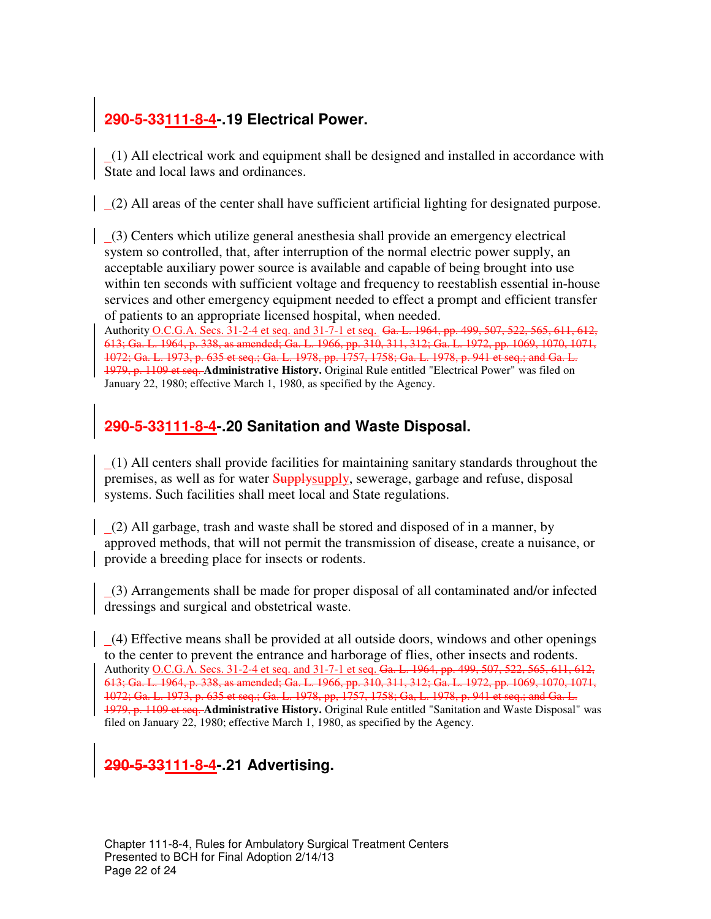## ~~290-5-33~~111-8-4-.19 Electrical Power.

(1) All electrical work and equipment shall be designed and installed in accordance with State and local laws and ordinances.

(2) All areas of the center shall have sufficient artificial lighting for designated purpose.

(3) Centers which utilize general anesthesia shall provide an emergency electrical system so controlled, that, after interruption of the normal electric power supply, an acceptable auxiliary power source is available and capable of being brought into use within ten seconds with sufficient voltage and frequency to reestablish essential in-house services and other emergency equipment needed to effect a prompt and efficient transfer of patients to an appropriate licensed hospital, when needed.

Authority O.C.G.A. Secs. 31-2-4 et seq. and 31-7-1 et seq. ~~Ga. L. 1964, pp. 499, 507, 522, 565, 611, 612, 613; Ga. L. 1964, p. 338, as amended; Ga. L. 1966, pp. 310, 311, 312; Ga. L. 1972, pp. 1069, 1070, 1071, 1072; Ga. L. 1973, p. 635 et seq.; Ga. L. 1978, pp. 1757, 1758; Ga. L. 1978, p. 941 et seq.; and Ga. L. 1979, p. 1109 et seq.~~ **Administrative History.** Original Rule entitled "Electrical Power" was filed on January 22, 1980; effective March 1, 1980, as specified by the Agency.

## ~~290-5-33~~111-8-4-.20 Sanitation and Waste Disposal.

(1) All centers shall provide facilities for maintaining sanitary standards throughout the premises, as well as for water ~~Supply~~supply, sewerage, garbage and refuse, disposal systems. Such facilities shall meet local and State regulations.

(2) All garbage, trash and waste shall be stored and disposed of in a manner, by approved methods, that will not permit the transmission of disease, create a nuisance, or provide a breeding place for insects or rodents.

(3) Arrangements shall be made for proper disposal of all contaminated and/or infected dressings and surgical and obstetrical waste.

(4) Effective means shall be provided at all outside doors, windows and other openings to the center to prevent the entrance and harborage of flies, other insects and rodents.

Authority O.C.G.A. Secs. 31-2-4 et seq. and 31-7-1 et seq. ~~Ga. L. 1964, pp. 499, 507, 522, 565, 611, 612, 613; Ga. L. 1964, p. 338, as amended; Ga. L. 1966, pp. 310, 311, 312; Ga. L. 1972, pp. 1069, 1070, 1071, 1072; Ga. L. 1973, p. 635 et seq.; Ga. L. 1978, pp, 1757, 1758; Ga, L. 1978, p. 941 et seq.; and Ga. L. 1979, p. 1109 et seq.~~ **Administrative History.** Original Rule entitled "Sanitation and Waste Disposal" was filed on January 22, 1980; effective March 1, 1980, as specified by the Agency.

## ~~290-5-33~~111-8-4-.21 Advertising.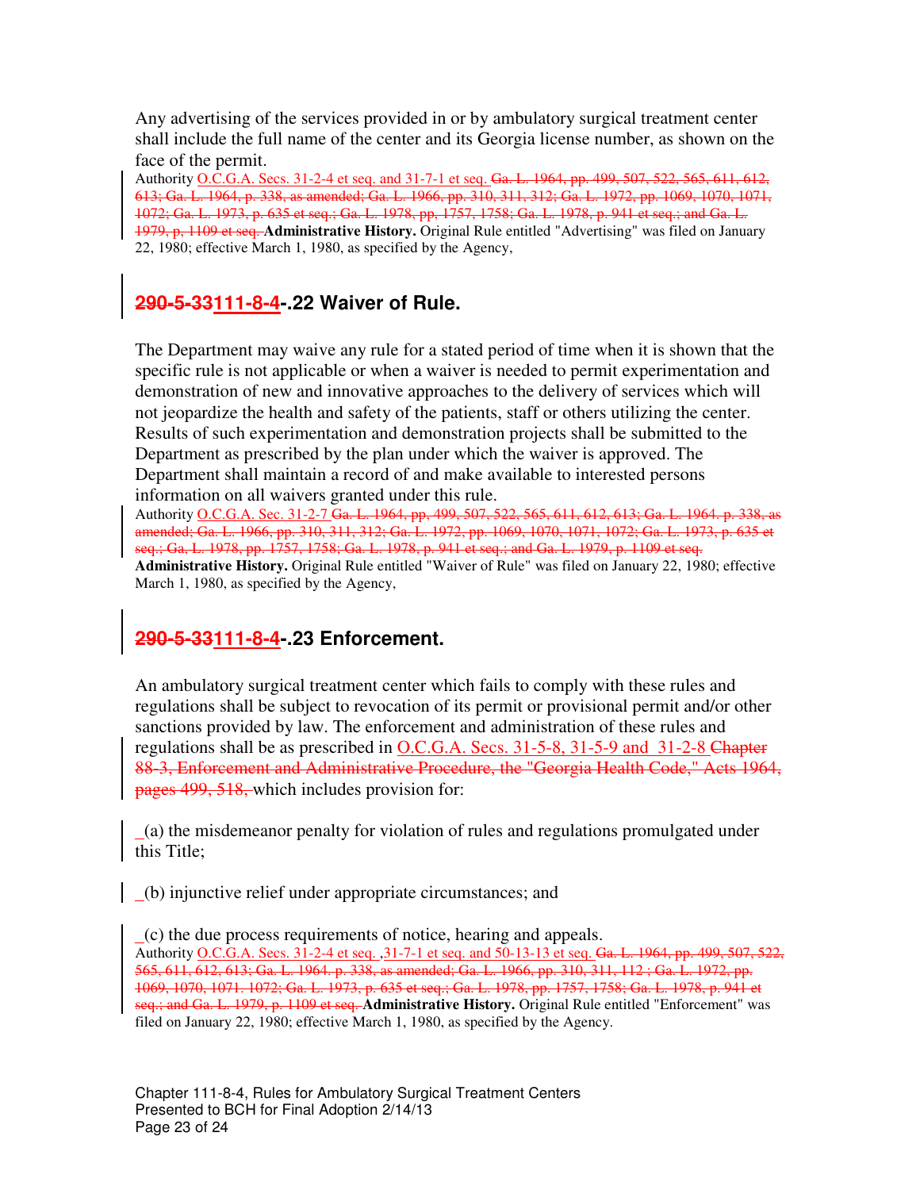Any advertising of the services provided in or by ambulatory surgical treatment center shall include the full name of the center and its Georgia license number, as shown on the face of the permit.

Authority O.C.G.A. Secs. 31-2-4 et seq. and 31-7-1 et seq. ~~Ga. L. 1964, pp. 499, 507, 522, 565, 611, 612, 613; Ga. L. 1964, p. 338, as amended; Ga. L. 1966, pp. 310, 311, 312; Ga. L. 1972, pp. 1069, 1070, 1071, 1072; Ga. L. 1973, p. 635 et seq.; Ga. L. 1978, pp. 1757, 1758; Ga. L. 1978, p. 941 et seq.; and Ga. L. 1979, p. 1109 et seq.~~ **Administrative History.** Original Rule entitled "Advertising" was filed on January 22, 1980; effective March 1, 1980, as specified by the Agency,

## ~~290-5-33~~111-8-4-.22 Waiver of Rule.

The Department may waive any rule for a stated period of time when it is shown that the specific rule is not applicable or when a waiver is needed to permit experimentation and demonstration of new and innovative approaches to the delivery of services which will not jeopardize the health and safety of the patients, staff or others utilizing the center. Results of such experimentation and demonstration projects shall be submitted to the Department as prescribed by the plan under which the waiver is approved. The Department shall maintain a record of and make available to interested persons information on all waivers granted under this rule.

Authority O.C.G.A. Sec. 31-2-7 ~~Ga. L. 1964, pp, 499, 507, 522, 565, 611, 612, 613; Ga. L. 1964. p. 338, as amended; Ga. L. 1966, pp. 310, 311, 312; Ga. L. 1972, pp. 1069, 1070, 1071, 1072; Ga. L. 1973, p. 635 et seq.; Ga, L. 1978, pp. 1757, 1758; Ga. L. 1978, p. 941 et seq.; and Ga. L. 1979, p. 1109 et seq.~~ **Administrative History.** Original Rule entitled "Waiver of Rule" was filed on January 22, 1980; effective March 1, 1980, as specified by the Agency,

## ~~290-5-33~~111-8-4-.23 Enforcement.

An ambulatory surgical treatment center which fails to comply with these rules and regulations shall be subject to revocation of its permit or provisional permit and/or other sanctions provided by law. The enforcement and administration of these rules and regulations shall be as prescribed in O.C.G.A. Secs. 31-5-8, 31-5-9 and 31-2-8 ~~Chapter 88-3, Enforcement and Administrative Procedure, the "Georgia Health Code," Acts 1964, pages 499, 518,~~ which includes provision for:

(a) the misdemeanor penalty for violation of rules and regulations promulgated under this Title;

(b) injunctive relief under appropriate circumstances; and

(c) the due process requirements of notice, hearing and appeals.

Authority O.C.G.A. Secs. 31-2-4 et seq. ,31-7-1 et seq. and 50-13-13 et seq. ~~Ga. L. 1964, pp. 499, 507, 522, 565, 611, 612, 613; Ga. L. 1964. p. 338, as amended; Ga. L. 1966, pp. 310, 311, 112 ; Ga. L. 1972, pp. 1069, 1070, 1071. 1072; Ga. L. 1973, p. 635 et seq.; Ga. L. 1978, pp. 1757, 1758; Ga. L. 1978, p. 941 et seq.; and Ga. L. 1979, p. 1109 et seq.~~ **Administrative History.** Original Rule entitled "Enforcement" was filed on January 22, 1980; effective March 1, 1980, as specified by the Agency.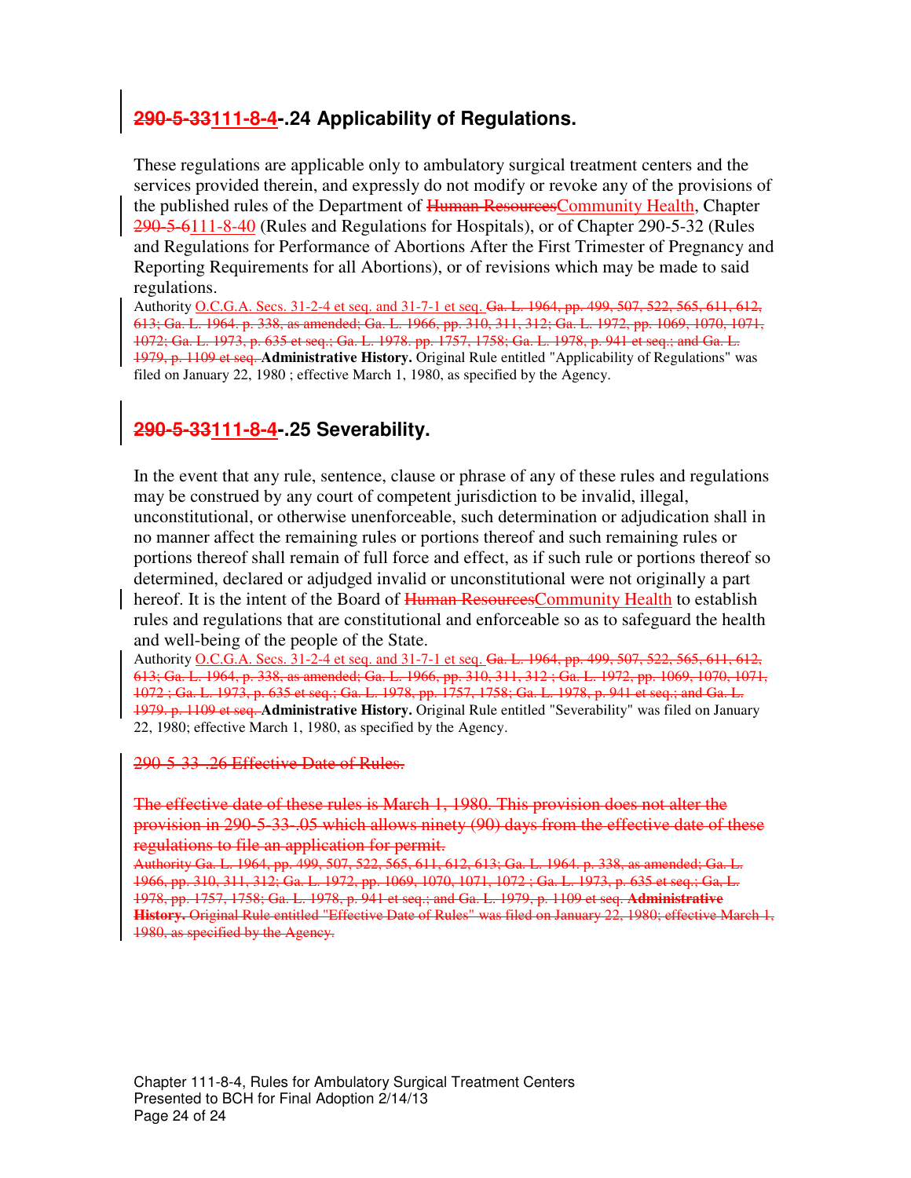## ~~290-5-33~~111-8-4-.24 Applicability of Regulations.

These regulations are applicable only to ambulatory surgical treatment centers and the services provided therein, and expressly do not modify or revoke any of the provisions of the published rules of the Department of ~~Human Resources~~Community Health, Chapter ~~290-5-6~~111-8-40 (Rules and Regulations for Hospitals), or of Chapter 290-5-32 (Rules and Regulations for Performance of Abortions After the First Trimester of Pregnancy and Reporting Requirements for all Abortions), or of revisions which may be made to said regulations.

Authority O.C.G.A. Secs. 31-2-4 et seq. and 31-7-1 et seq. ~~Ga. L. 1964, pp. 499, 507, 522, 565, 611, 612, 613; Ga. L. 1964. p. 338, as amended; Ga. L. 1966, pp. 310, 311, 312; Ga. L. 1972, pp. 1069, 1070, 1071, 1072; Ga. L. 1973, p. 635 et seq.; Ga. L. 1978. pp. 1757, 1758; Ga. L. 1978, p. 941 et seq.; and Ga. L. 1979, p. 1109 et seq.~~ **Administrative History.** Original Rule entitled "Applicability of Regulations" was filed on January 22, 1980 ; effective March 1, 1980, as specified by the Agency.

## ~~290-5-33~~111-8-4-.25 Severability.

In the event that any rule, sentence, clause or phrase of any of these rules and regulations may be construed by any court of competent jurisdiction to be invalid, illegal, unconstitutional, or otherwise unenforceable, such determination or adjudication shall in no manner affect the remaining rules or portions thereof and such remaining rules or portions thereof shall remain of full force and effect, as if such rule or portions thereof so determined, declared or adjudged invalid or unconstitutional were not originally a part hereof. It is the intent of the Board of ~~Human Resources~~Community Health to establish rules and regulations that are constitutional and enforceable so as to safeguard the health and well-being of the people of the State.

Authority O.C.G.A. Secs. 31-2-4 et seq. and 31-7-1 et seq. ~~Ga. L. 1964, pp. 499, 507, 522, 565, 611, 612, 613; Ga. L. 1964, p. 338, as amended; Ga. L. 1966, pp. 310, 311, 312 ; Ga. L. 1972, pp. 1069, 1070, 1071, 1072 ; Ga. L. 1973, p. 635 et seq.; Ga. L. 1978, pp. 1757, 1758; Ga. L. 1978, p. 941 et seq.; and Ga. L. 1979. p. 1109 et seq.~~ **Administrative History.** Original Rule entitled "Severability" was filed on January 22, 1980; effective March 1, 1980, as specified by the Agency.

~~290-5-33-.26 Effective Date of Rules.~~

~~The effective date of these rules is March 1, 1980. This provision does not alter the provision in 290-5-33-.05 which allows ninety (90) days from the effective date of these regulations to file an application for permit.~~

~~Authority Ga. L. 1964, pp. 499, 507, 522, 565, 611, 612, 613; Ga. L. 1964. p. 338, as amended; Ga. L. 1966, pp. 310, 311, 312; Ga. L. 1972, pp. 1069, 1070, 1071, 1072 ; Ga. L. 1973, p. 635 et seq.; Ga, L. 1978, pp. 1757, 1758; Ga. L. 1978, p. 941 et seq.; and Ga. L. 1979, p. 1109 et seq. **Administrative History.** Original Rule entitled "Effective Date of Rules" was filed on January 22, 1980; effective March 1, 1980, as specified by the Agency.~~

Chapter 111-8-4, Rules for Ambulatory Surgical Treatment Centers
Presented to BCH for Final Adoption 2/14/13